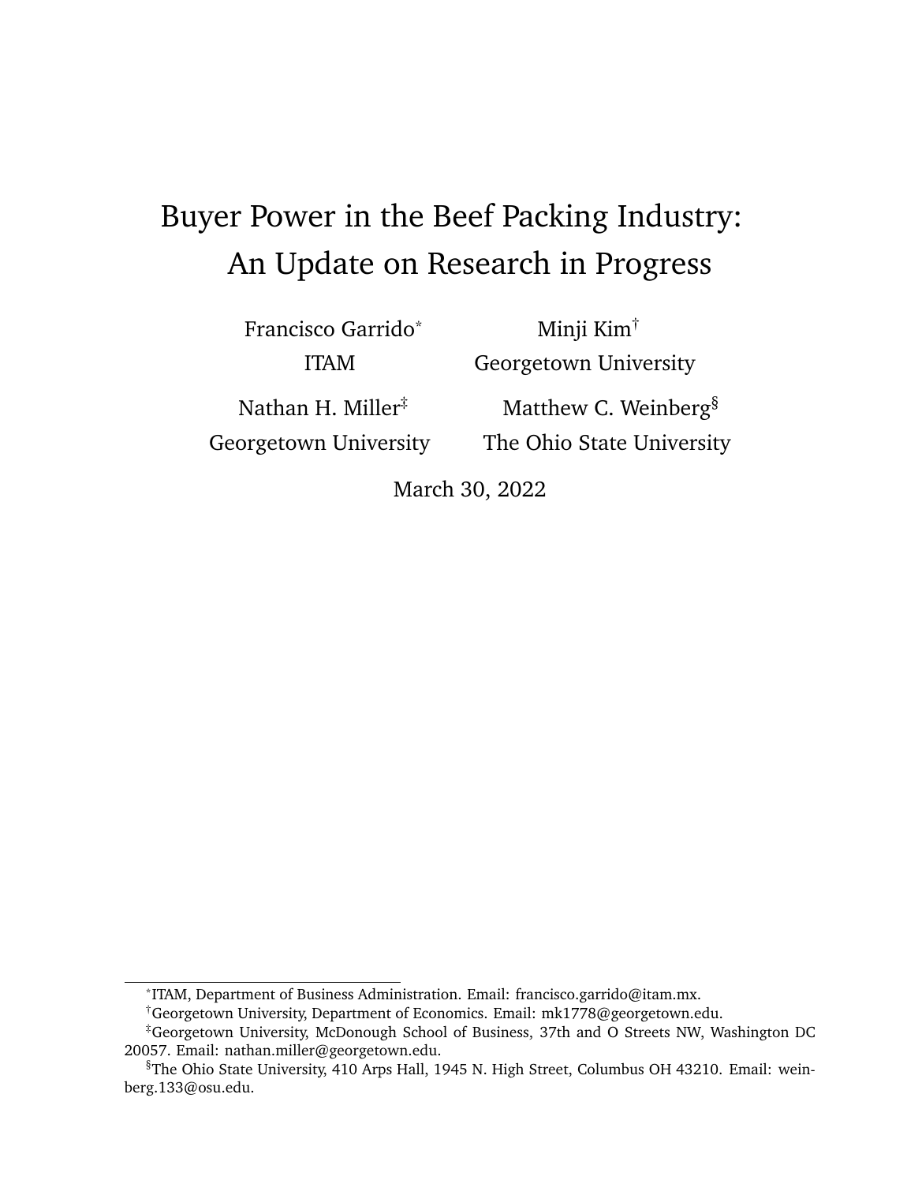# Buyer Power in the Beef Packing Industry: An Update on Research in Progress

Francisco Garrido[*]
ITAM

Minji Kim[†]
Georgetown University

Nathan H. Miller[‡]
Georgetown University

Matthew C. Weinberg[§]
The Ohio State University

March 30, 2022

---

[*] ITAM, Department of Business Administration. Email: francisco.garrido@itam.mx.

[†] Georgetown University, Department of Economics. Email: mk1778@georgetown.edu.

[‡] Georgetown University, McDonough School of Business, 37th and O Streets NW, Washington DC 20057. Email: nathan.miller@georgetown.edu.

[§] The Ohio State University, 410 Arps Hall, 1945 N. High Street, Columbus OH 43210. Email: weinberg.133@osu.edu.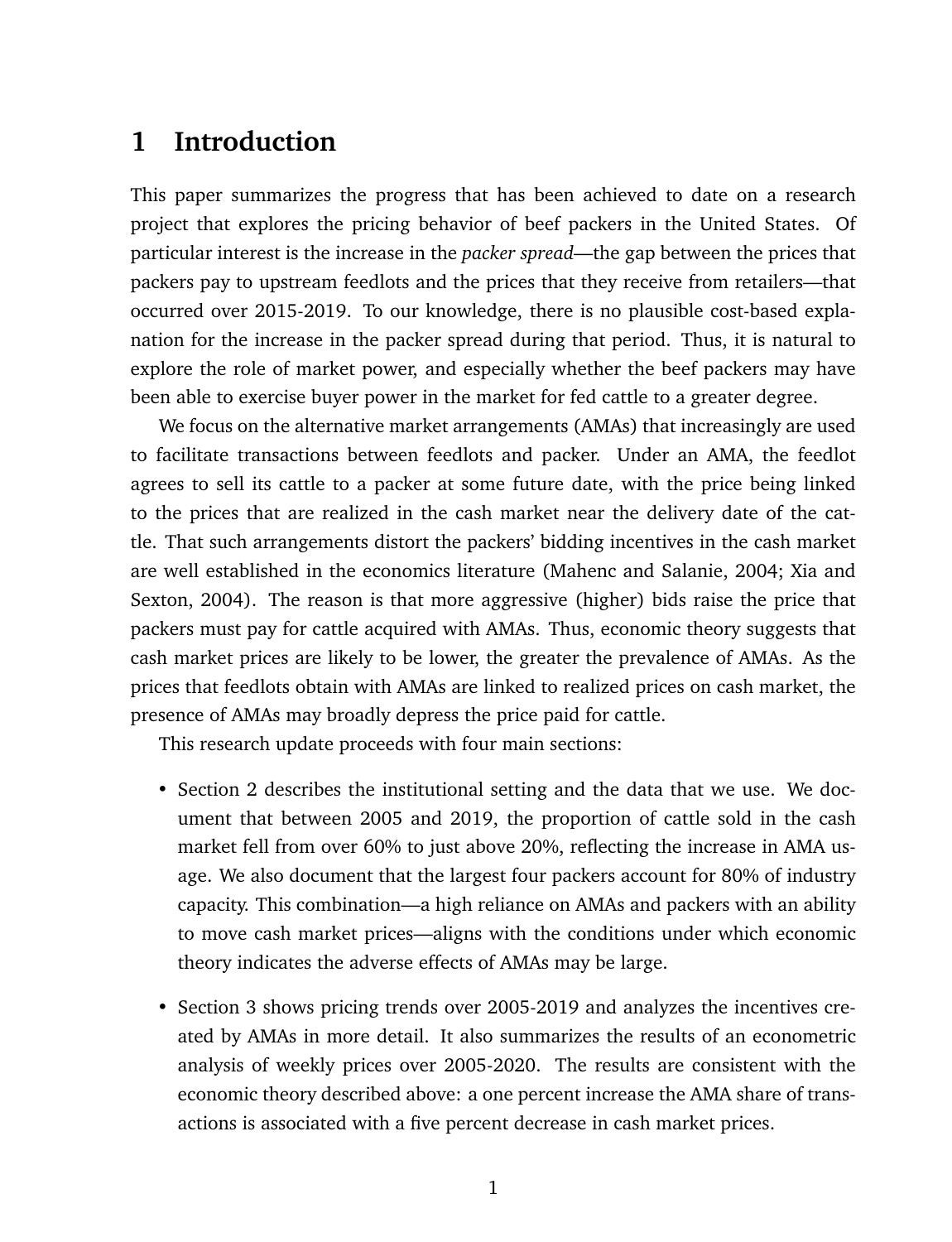# 1 Introduction

This paper summarizes the progress that has been achieved to date on a research project that explores the pricing behavior of beef packers in the United States. Of particular interest is the increase in the *packer spread*—the gap between the prices that packers pay to upstream feedlots and the prices that they receive from retailers—that occurred over 2015-2019. To our knowledge, there is no plausible cost-based explanation for the increase in the packer spread during that period. Thus, it is natural to explore the role of market power, and especially whether the beef packers may have been able to exercise buyer power in the market for fed cattle to a greater degree.

We focus on the alternative market arrangements (AMAs) that increasingly are used to facilitate transactions between feedlots and packer. Under an AMA, the feedlot agrees to sell its cattle to a packer at some future date, with the price being linked to the prices that are realized in the cash market near the delivery date of the cattle. That such arrangements distort the packers' bidding incentives in the cash market are well established in the economics literature (Mahenc and Salanie, 2004; Xia and Sexton, 2004). The reason is that more aggressive (higher) bids raise the price that packers must pay for cattle acquired with AMAs. Thus, economic theory suggests that cash market prices are likely to be lower, the greater the prevalence of AMAs. As the prices that feedlots obtain with AMAs are linked to realized prices on cash market, the presence of AMAs may broadly depress the price paid for cattle.

This research update proceeds with four main sections:

- Section 2 describes the institutional setting and the data that we use. We document that between 2005 and 2019, the proportion of cattle sold in the cash market fell from over 60% to just above 20%, reflecting the increase in AMA usage. We also document that the largest four packers account for 80% of industry capacity. This combination—a high reliance on AMAs and packers with an ability to move cash market prices—aligns with the conditions under which economic theory indicates the adverse effects of AMAs may be large.
- Section 3 shows pricing trends over 2005-2019 and analyzes the incentives created by AMAs in more detail. It also summarizes the results of an econometric analysis of weekly prices over 2005-2020. The results are consistent with the economic theory described above: a one percent increase the AMA share of transactions is associated with a five percent decrease in cash market prices.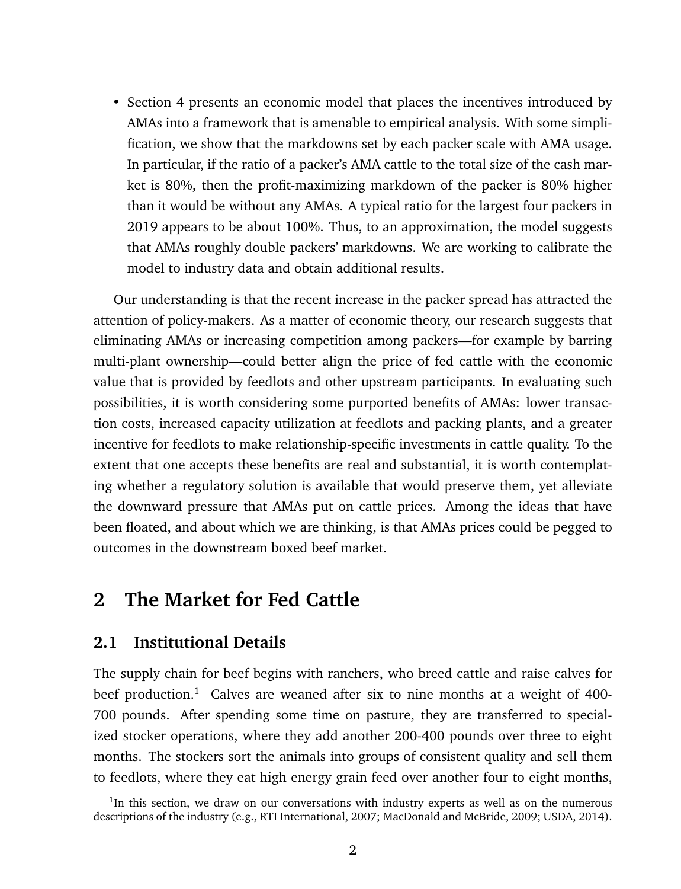- Section 4 presents an economic model that places the incentives introduced by AMAs into a framework that is amenable to empirical analysis. With some simplification, we show that the markdowns set by each packer scale with AMA usage. In particular, if the ratio of a packer's AMA cattle to the total size of the cash market is 80%, then the profit-maximizing markdown of the packer is 80% higher than it would be without any AMAs. A typical ratio for the largest four packers in 2019 appears to be about 100%. Thus, to an approximation, the model suggests that AMAs roughly double packers' markdowns. We are working to calibrate the model to industry data and obtain additional results.

Our understanding is that the recent increase in the packer spread has attracted the attention of policy-makers. As a matter of economic theory, our research suggests that eliminating AMAs or increasing competition among packers—for example by barring multi-plant ownership—could better align the price of fed cattle with the economic value that is provided by feedlots and other upstream participants. In evaluating such possibilities, it is worth considering some purported benefits of AMAs: lower transaction costs, increased capacity utilization at feedlots and packing plants, and a greater incentive for feedlots to make relationship-specific investments in cattle quality. To the extent that one accepts these benefits are real and substantial, it is worth contemplating whether a regulatory solution is available that would preserve them, yet alleviate the downward pressure that AMAs put on cattle prices. Among the ideas that have been floated, and about which we are thinking, is that AMAs prices could be pegged to outcomes in the downstream boxed beef market.

## 2 The Market for Fed Cattle

### 2.1 Institutional Details

The supply chain for beef begins with ranchers, who breed cattle and raise calves for beef production.[1] Calves are weaned after six to nine months at a weight of 400-700 pounds. After spending some time on pasture, they are transferred to specialized stocker operations, where they add another 200-400 pounds over three to eight months. The stockers sort the animals into groups of consistent quality and sell them to feedlots, where they eat high energy grain feed over another four to eight months,

[1] In this section, we draw on our conversations with industry experts as well as on the numerous descriptions of the industry (e.g., RTI International, 2007; MacDonald and McBride, 2009; USDA, 2014).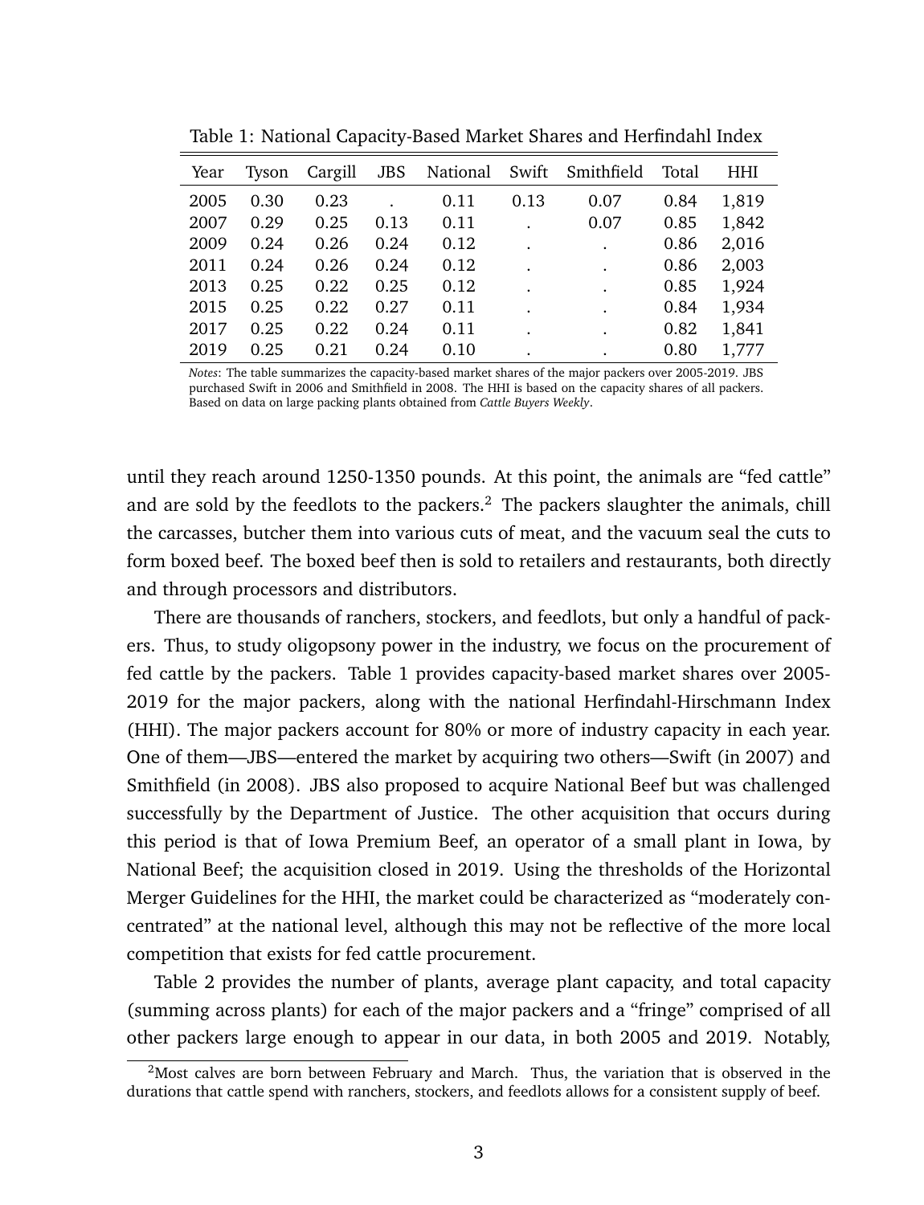Table 1: National Capacity-Based Market Shares and Herfindahl Index

| Year | Tyson | Cargill | JBS | National | Swift | Smithfield | Total | HHI |
|---|---|---|---|---|---|---|---|---|
| 2005 | 0.30 | 0.23 | . | 0.11 | 0.13 | 0.07 | 0.84 | 1,819 |
| 2007 | 0.29 | 0.25 | 0.13 | 0.11 | . | 0.07 | 0.85 | 1,842 |
| 2009 | 0.24 | 0.26 | 0.24 | 0.12 | . | . | 0.86 | 2,016 |
| 2011 | 0.24 | 0.26 | 0.24 | 0.12 | . | . | 0.86 | 2,003 |
| 2013 | 0.25 | 0.22 | 0.25 | 0.12 | . | . | 0.85 | 1,924 |
| 2015 | 0.25 | 0.22 | 0.27 | 0.11 | . | . | 0.84 | 1,934 |
| 2017 | 0.25 | 0.22 | 0.24 | 0.11 | . | . | 0.82 | 1,841 |
| 2019 | 0.25 | 0.21 | 0.24 | 0.10 | . | . | 0.80 | 1,777 |

*Notes*: The table summarizes the capacity-based market shares of the major packers over 2005-2019. JBS purchased Swift in 2006 and Smithfield in 2008. The HHI is based on the capacity shares of all packers. Based on data on large packing plants obtained from *Cattle Buyers Weekly*.

until they reach around 1250-1350 pounds. At this point, the animals are "fed cattle" and are sold by the feedlots to the packers.[2] The packers slaughter the animals, chill the carcasses, butcher them into various cuts of meat, and the vacuum seal the cuts to form boxed beef. The boxed beef then is sold to retailers and restaurants, both directly and through processors and distributors.

There are thousands of ranchers, stockers, and feedlots, but only a handful of packers. Thus, to study oligopsony power in the industry, we focus on the procurement of fed cattle by the packers. Table 1 provides capacity-based market shares over 2005-2019 for the major packers, along with the national Herfindahl-Hirschmann Index (HHI). The major packers account for 80% or more of industry capacity in each year. One of them—JBS—entered the market by acquiring two others—Swift (in 2007) and Smithfield (in 2008). JBS also proposed to acquire National Beef but was challenged successfully by the Department of Justice. The other acquisition that occurs during this period is that of Iowa Premium Beef, an operator of a small plant in Iowa, by National Beef; the acquisition closed in 2019. Using the thresholds of the Horizontal Merger Guidelines for the HHI, the market could be characterized as "moderately concentrated" at the national level, although this may not be reflective of the more local competition that exists for fed cattle procurement.

Table 2 provides the number of plants, average plant capacity, and total capacity (summing across plants) for each of the major packers and a "fringe" comprised of all other packers large enough to appear in our data, in both 2005 and 2019. Notably,

[2] Most calves are born between February and March. Thus, the variation that is observed in the durations that cattle spend with ranchers, stockers, and feedlots allows for a consistent supply of beef.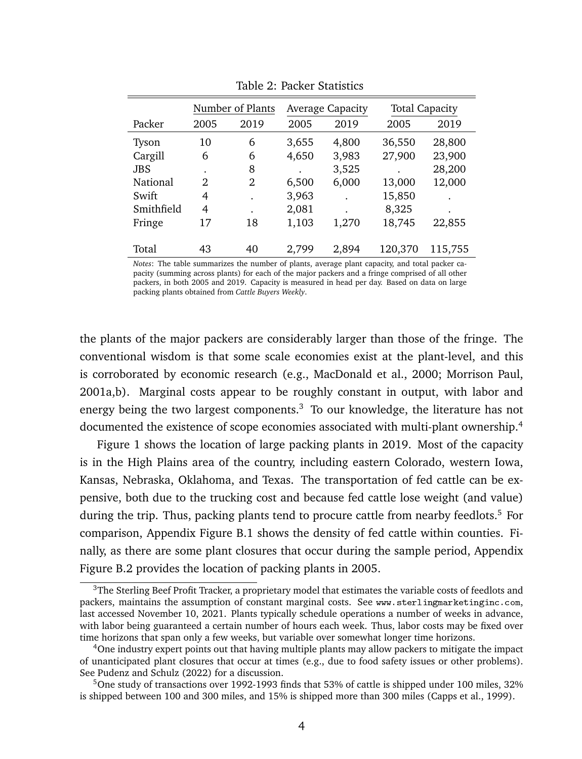Table 2: Packer Statistics

| | Number of Plants | | Average Capacity | | Total Capacity | |
|---|---|---|---|---|---|---|
| Packer | 2005 | 2019 | 2005 | 2019 | 2005 | 2019 |
| Tyson | 10 | 6 | 3,655 | 4,800 | 36,550 | 28,800 |
| Cargill | 6 | 6 | 4,650 | 3,983 | 27,900 | 23,900 |
| JBS | . | 8 | . | 3,525 | . | 28,200 |
| National | 2 | 2 | 6,500 | 6,000 | 13,000 | 12,000 |
| Swift | 4 | . | 3,963 | . | 15,850 | . |
| Smithfield | 4 | . | 2,081 | . | 8,325 | . |
| Fringe | 17 | 18 | 1,103 | 1,270 | 18,745 | 22,855 |
| Total | 43 | 40 | 2,799 | 2,894 | 120,370 | 115,755 |

*Notes*: The table summarizes the number of plants, average plant capacity, and total packer capacity (summing across plants) for each of the major packers and a fringe comprised of all other packers, in both 2005 and 2019. Capacity is measured in head per day. Based on data on large packing plants obtained from *Cattle Buyers Weekly*.

the plants of the major packers are considerably larger than those of the fringe. The conventional wisdom is that some scale economies exist at the plant-level, and this is corroborated by economic research (e.g., MacDonald et al., 2000; Morrison Paul, 2001a,b). Marginal costs appear to be roughly constant in output, with labor and energy being the two largest components.[3] To our knowledge, the literature has not documented the existence of scope economies associated with multi-plant ownership.[4]

Figure 1 shows the location of large packing plants in 2019. Most of the capacity is in the High Plains area of the country, including eastern Colorado, western Iowa, Kansas, Nebraska, Oklahoma, and Texas. The transportation of fed cattle can be expensive, both due to the trucking cost and because fed cattle lose weight (and value) during the trip. Thus, packing plants tend to procure cattle from nearby feedlots.[5] For comparison, Appendix Figure B.1 shows the density of fed cattle within counties. Finally, as there are some plant closures that occur during the sample period, Appendix Figure B.2 provides the location of packing plants in 2005.

[3] The Sterling Beef Profit Tracker, a proprietary model that estimates the variable costs of feedlots and packers, maintains the assumption of constant marginal costs. See www.sterlingmarketinginc.com, last accessed November 10, 2021. Plants typically schedule operations a number of weeks in advance, with labor being guaranteed a certain number of hours each week. Thus, labor costs may be fixed over time horizons that span only a few weeks, but variable over somewhat longer time horizons.

[4] One industry expert points out that having multiple plants may allow packers to mitigate the impact of unanticipated plant closures that occur at times (e.g., due to food safety issues or other problems). See Pudenz and Schulz (2022) for a discussion.

[5] One study of transactions over 1992-1993 finds that 53% of cattle is shipped under 100 miles, 32% is shipped between 100 and 300 miles, and 15% is shipped more than 300 miles (Capps et al., 1999).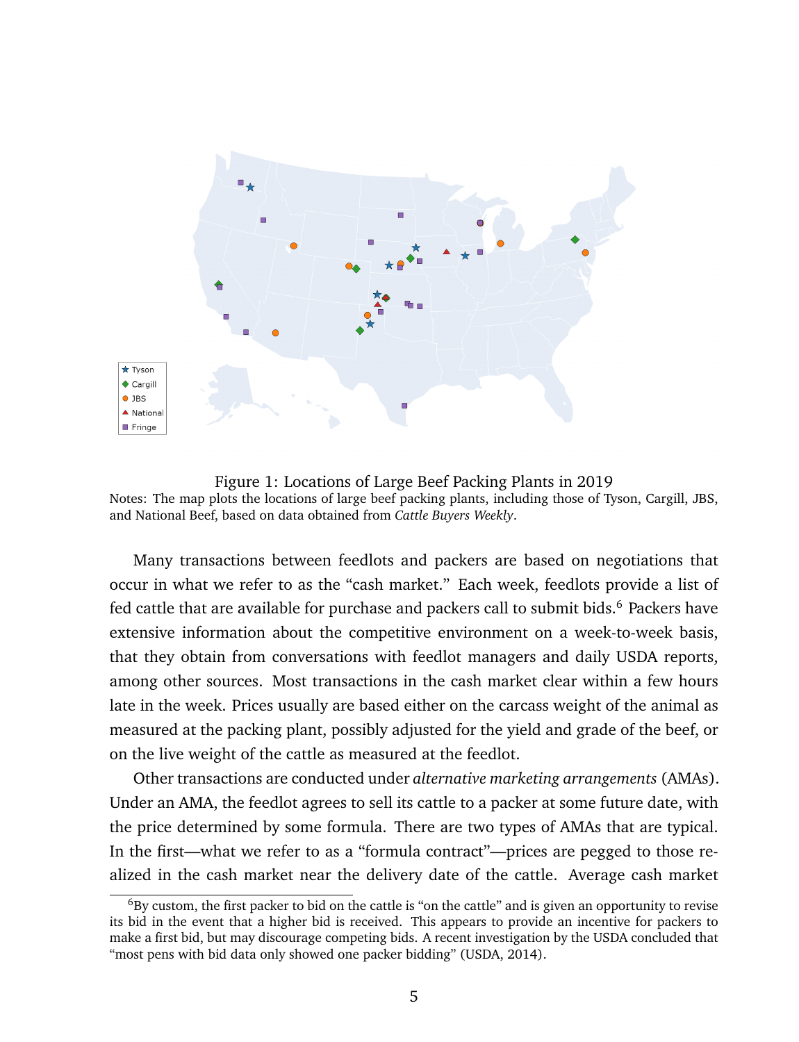Figure 1: Locations of Large Beef Packing Plants in 2019

Notes: The map plots the locations of large beef packing plants, including those of Tyson, Cargill, JBS, and National Beef, based on data obtained from *Cattle Buyers Weekly*.

Many transactions between feedlots and packers are based on negotiations that occur in what we refer to as the "cash market." Each week, feedlots provide a list of fed cattle that are available for purchase and packers call to submit bids.[6] Packers have extensive information about the competitive environment on a week-to-week basis, that they obtain from conversations with feedlot managers and daily USDA reports, among other sources. Most transactions in the cash market clear within a few hours late in the week. Prices usually are based either on the carcass weight of the animal as measured at the packing plant, possibly adjusted for the yield and grade of the beef, or on the live weight of the cattle as measured at the feedlot.

Other transactions are conducted under *alternative marketing arrangements* (AMAs). Under an AMA, the feedlot agrees to sell its cattle to a packer at some future date, with the price determined by some formula. There are two types of AMAs that are typical. In the first—what we refer to as a "formula contract"—prices are pegged to those realized in the cash market near the delivery date of the cattle. Average cash market

[6] By custom, the first packer to bid on the cattle is "on the cattle" and is given an opportunity to revise its bid in the event that a higher bid is received. This appears to provide an incentive for packers to make a first bid, but may discourage competing bids. A recent investigation by the USDA concluded that "most pens with bid data only showed one packer bidding" (USDA, 2014).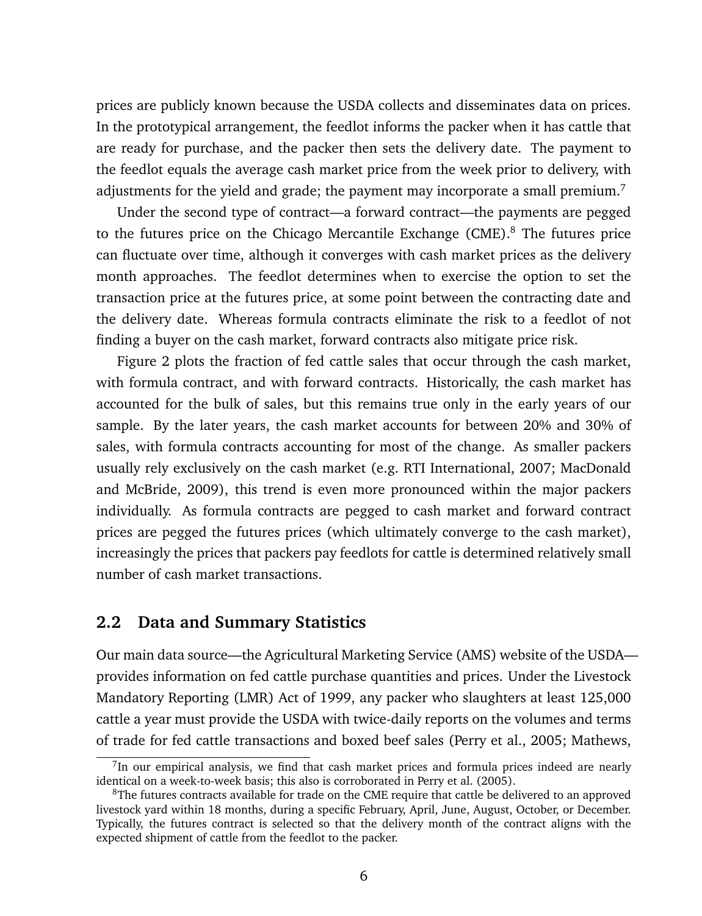prices are publicly known because the USDA collects and disseminates data on prices. In the prototypical arrangement, the feedlot informs the packer when it has cattle that are ready for purchase, and the packer then sets the delivery date. The payment to the feedlot equals the average cash market price from the week prior to delivery, with adjustments for the yield and grade; the payment may incorporate a small premium.[7]

Under the second type of contract—a forward contract—the payments are pegged to the futures price on the Chicago Mercantile Exchange (CME).[8] The futures price can fluctuate over time, although it converges with cash market prices as the delivery month approaches. The feedlot determines when to exercise the option to set the transaction price at the futures price, at some point between the contracting date and the delivery date. Whereas formula contracts eliminate the risk to a feedlot of not finding a buyer on the cash market, forward contracts also mitigate price risk.

Figure 2 plots the fraction of fed cattle sales that occur through the cash market, with formula contract, and with forward contracts. Historically, the cash market has accounted for the bulk of sales, but this remains true only in the early years of our sample. By the later years, the cash market accounts for between 20% and 30% of sales, with formula contracts accounting for most of the change. As smaller packers usually rely exclusively on the cash market (e.g. RTI International, 2007; MacDonald and McBride, 2009), this trend is even more pronounced within the major packers individually. As formula contracts are pegged to cash market and forward contract prices are pegged the futures prices (which ultimately converge to the cash market), increasingly the prices that packers pay feedlots for cattle is determined relatively small number of cash market transactions.

## 2.2 Data and Summary Statistics

Our main data source—the Agricultural Marketing Service (AMS) website of the USDA—provides information on fed cattle purchase quantities and prices. Under the Livestock Mandatory Reporting (LMR) Act of 1999, any packer who slaughters at least 125,000 cattle a year must provide the USDA with twice-daily reports on the volumes and terms of trade for fed cattle transactions and boxed beef sales (Perry et al., 2005; Mathews,

[7] In our empirical analysis, we find that cash market prices and formula prices indeed are nearly identical on a week-to-week basis; this also is corroborated in Perry et al. (2005).

[8] The futures contracts available for trade on the CME require that cattle be delivered to an approved livestock yard within 18 months, during a specific February, April, June, August, October, or December. Typically, the futures contract is selected so that the delivery month of the contract aligns with the expected shipment of cattle from the feedlot to the packer.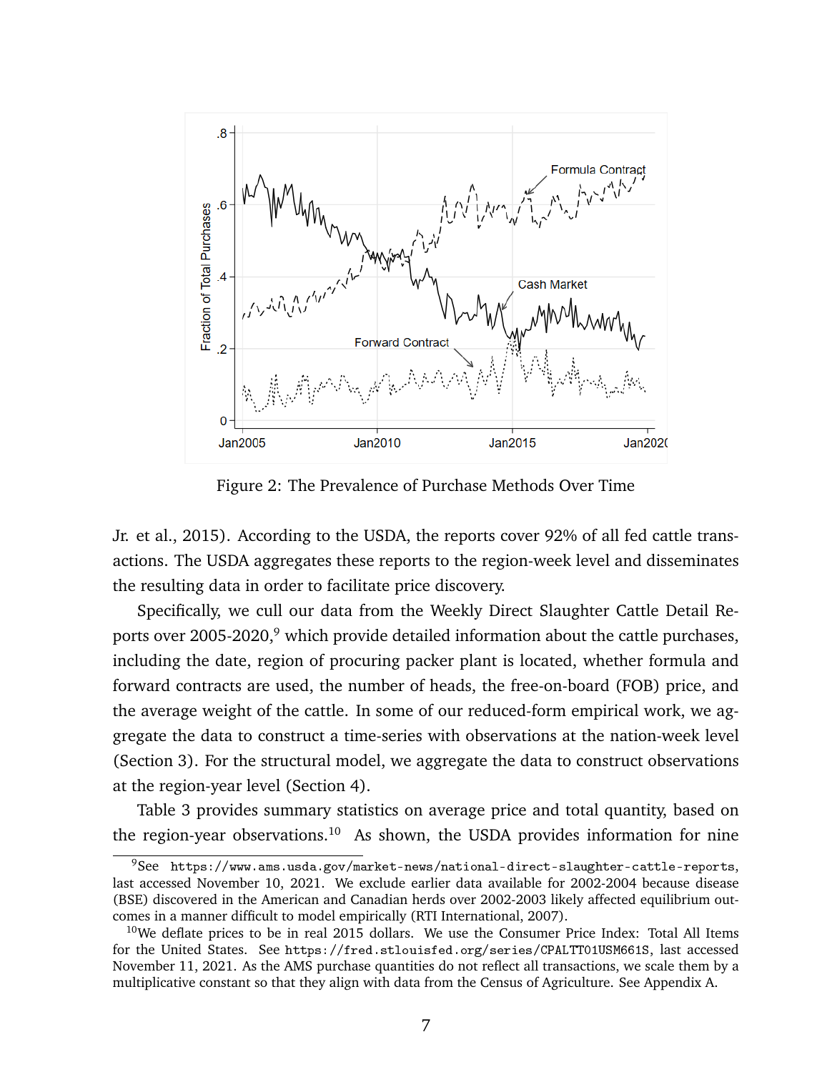Figure 2: The Prevalence of Purchase Methods Over Time

Jr. et al., 2015). According to the USDA, the reports cover 92% of all fed cattle transactions. The USDA aggregates these reports to the region-week level and disseminates the resulting data in order to facilitate price discovery.

Specifically, we cull our data from the Weekly Direct Slaughter Cattle Detail Reports over 2005-2020,[9] which provide detailed information about the cattle purchases, including the date, region of procuring packer plant is located, whether formula and forward contracts are used, the number of heads, the free-on-board (FOB) price, and the average weight of the cattle. In some of our reduced-form empirical work, we aggregate the data to construct a time-series with observations at the nation-week level (Section 3). For the structural model, we aggregate the data to construct observations at the region-year level (Section 4).

Table 3 provides summary statistics on average price and total quantity, based on the region-year observations.[10] As shown, the USDA provides information for nine

[9]See `https://www.ams.usda.gov/market-news/national-direct-slaughter-cattle-reports`, last accessed November 10, 2021. We exclude earlier data available for 2002-2004 because disease (BSE) discovered in the American and Canadian herds over 2002-2003 likely affected equilibrium outcomes in a manner difficult to model empirically (RTI International, 2007).

[10]We deflate prices to be in real 2015 dollars. We use the Consumer Price Index: Total All Items for the United States. See `https://fred.stlouisfed.org/series/CPALTT01USM661S`, last accessed November 11, 2021. As the AMS purchase quantities do not reflect all transactions, we scale them by a multiplicative constant so that they align with data from the Census of Agriculture. See Appendix A.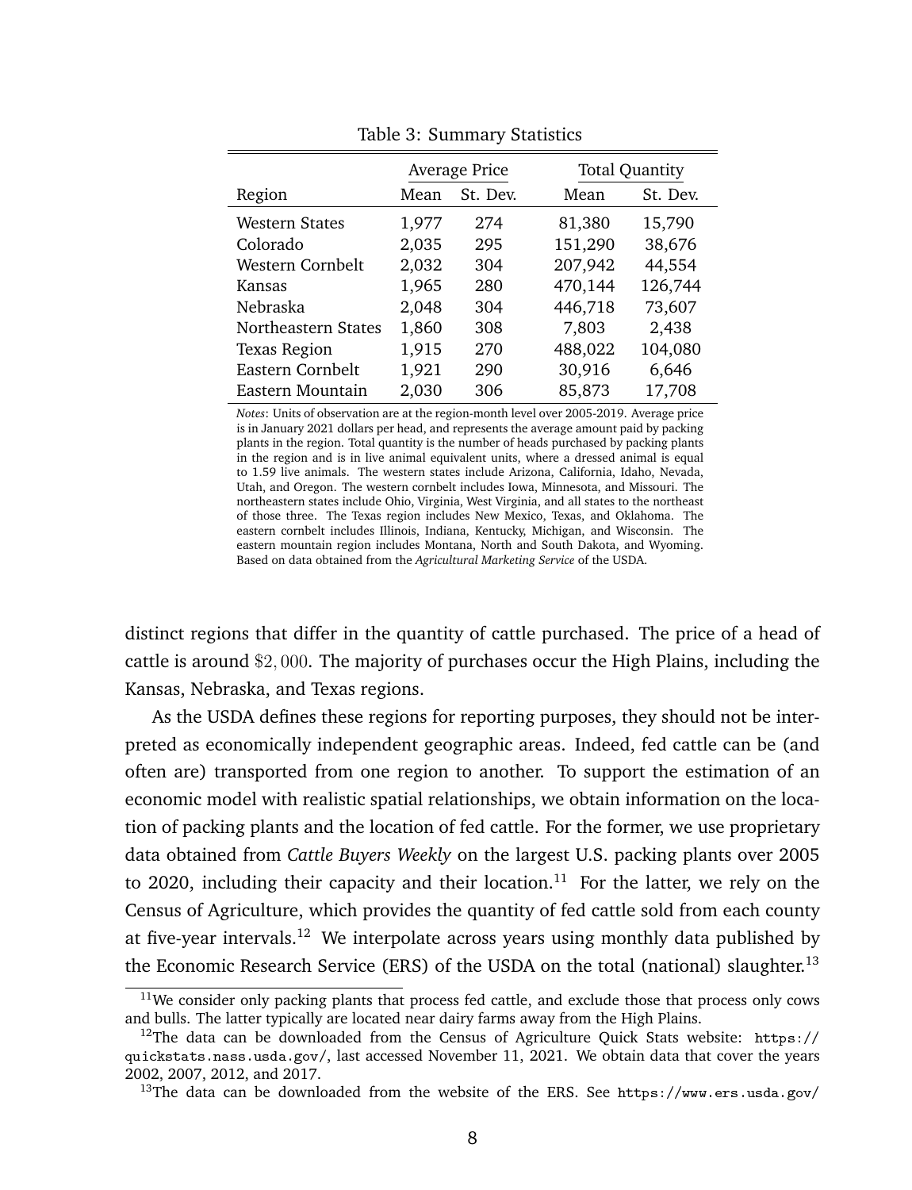Table 3: Summary Statistics

| Region | Average Price | | Total Quantity | |
|---|---|---|---|---|
| | Mean | St. Dev. | Mean | St. Dev. |
| Western States | 1,977 | 274 | 81,380 | 15,790 |
| Colorado | 2,035 | 295 | 151,290 | 38,676 |
| Western Cornbelt | 2,032 | 304 | 207,942 | 44,554 |
| Kansas | 1,965 | 280 | 470,144 | 126,744 |
| Nebraska | 2,048 | 304 | 446,718 | 73,607 |
| Northeastern States | 1,860 | 308 | 7,803 | 2,438 |
| Texas Region | 1,915 | 270 | 488,022 | 104,080 |
| Eastern Cornbelt | 1,921 | 290 | 30,916 | 6,646 |
| Eastern Mountain | 2,030 | 306 | 85,873 | 17,708 |

*Notes*: Units of observation are at the region-month level over 2005-2019. Average price is in January 2021 dollars per head, and represents the average amount paid by packing plants in the region. Total quantity is the number of heads purchased by packing plants in the region and is in live animal equivalent units, where a dressed animal is equal to 1.59 live animals. The western states include Arizona, California, Idaho, Nevada, Utah, and Oregon. The western cornbelt includes Iowa, Minnesota, and Missouri. The northeastern states include Ohio, Virginia, West Virginia, and all states to the northeast of those three. The Texas region includes New Mexico, Texas, and Oklahoma. The eastern cornbelt includes Illinois, Indiana, Kentucky, Michigan, and Wisconsin. The eastern mountain region includes Montana, North and South Dakota, and Wyoming. Based on data obtained from the *Agricultural Marketing Service* of the USDA.

distinct regions that differ in the quantity of cattle purchased. The price of a head of cattle is around $\$2,000$. The majority of purchases occur the High Plains, including the Kansas, Nebraska, and Texas regions.

As the USDA defines these regions for reporting purposes, they should not be interpreted as economically independent geographic areas. Indeed, fed cattle can be (and often are) transported from one region to another. To support the estimation of an economic model with realistic spatial relationships, we obtain information on the location of packing plants and the location of fed cattle. For the former, we use proprietary data obtained from *Cattle Buyers Weekly* on the largest U.S. packing plants over 2005 to 2020, including their capacity and their location.[11] For the latter, we rely on the Census of Agriculture, which provides the quantity of fed cattle sold from each county at five-year intervals.[12] We interpolate across years using monthly data published by the Economic Research Service (ERS) of the USDA on the total (national) slaughter.[13]

[11] We consider only packing plants that process fed cattle, and exclude those that process only cows and bulls. The latter typically are located near dairy farms away from the High Plains.

[12] The data can be downloaded from the Census of Agriculture Quick Stats website: `https://quickstats.nass.usda.gov/`, last accessed November 11, 2021. We obtain data that cover the years 2002, 2007, 2012, and 2017.

[13] The data can be downloaded from the website of the ERS. See `https://www.ers.usda.gov/`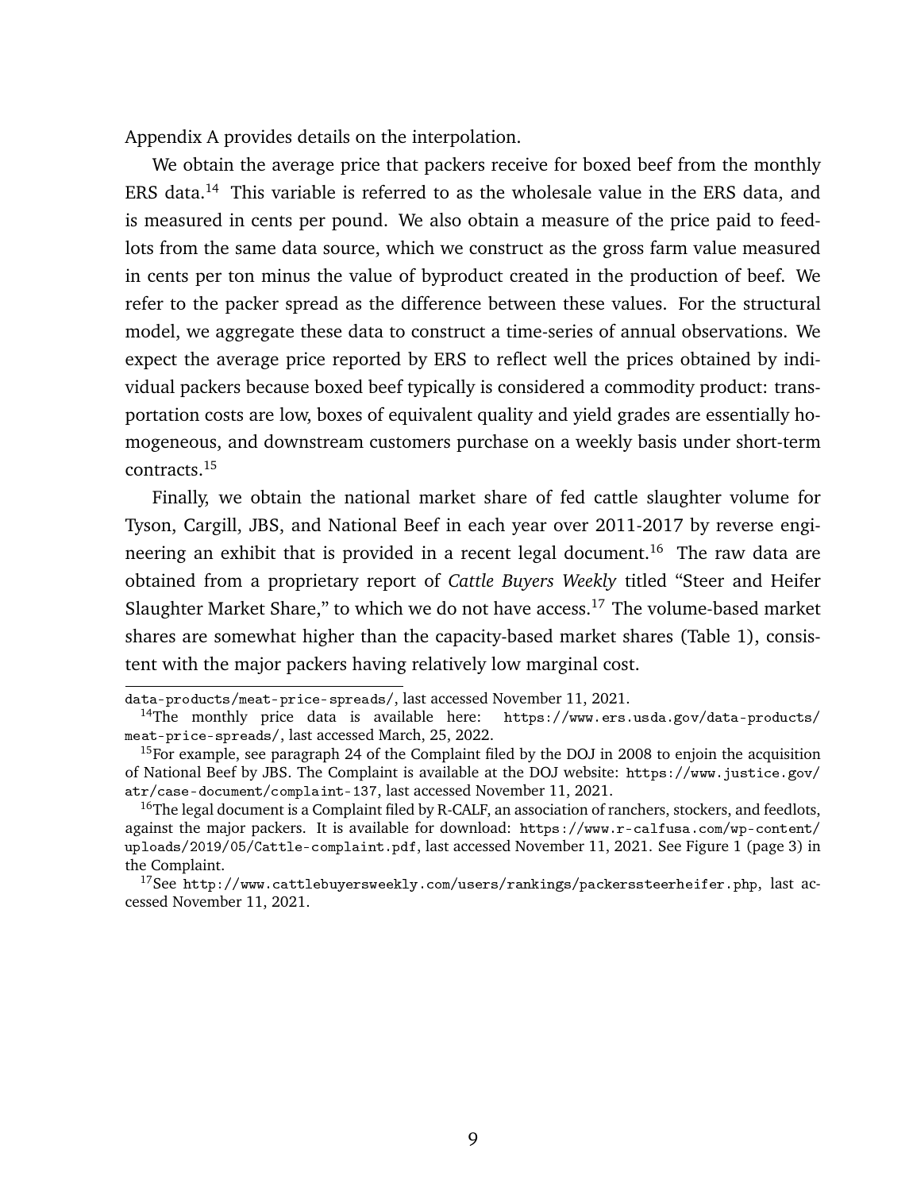Appendix A provides details on the interpolation.

We obtain the average price that packers receive for boxed beef from the monthly ERS data.[14] This variable is referred to as the wholesale value in the ERS data, and is measured in cents per pound. We also obtain a measure of the price paid to feedlots from the same data source, which we construct as the gross farm value measured in cents per ton minus the value of byproduct created in the production of beef. We refer to the packer spread as the difference between these values. For the structural model, we aggregate these data to construct a time-series of annual observations. We expect the average price reported by ERS to reflect well the prices obtained by individual packers because boxed beef typically is considered a commodity product: transportation costs are low, boxes of equivalent quality and yield grades are essentially homogeneous, and downstream customers purchase on a weekly basis under short-term contracts.[15]

Finally, we obtain the national market share of fed cattle slaughter volume for Tyson, Cargill, JBS, and National Beef in each year over 2011-2017 by reverse engineering an exhibit that is provided in a recent legal document.[16] The raw data are obtained from a proprietary report of *Cattle Buyers Weekly* titled "Steer and Heifer Slaughter Market Share," to which we do not have access.[17] The volume-based market shares are somewhat higher than the capacity-based market shares (Table 1), consistent with the major packers having relatively low marginal cost.

---

data-products/meat-price-spreads/, last accessed November 11, 2021.

[14]The monthly price data is available here: https://www.ers.usda.gov/data-products/meat-price-spreads/, last accessed March, 25, 2022.

[15]For example, see paragraph 24 of the Complaint filed by the DOJ in 2008 to enjoin the acquisition of National Beef by JBS. The Complaint is available at the DOJ website: https://www.justice.gov/atr/case-document/complaint-137, last accessed November 11, 2021.

[16]The legal document is a Complaint filed by R-CALF, an association of ranchers, stockers, and feedlots, against the major packers. It is available for download: https://www.r-calfusa.com/wp-content/uploads/2019/05/Cattle-complaint.pdf, last accessed November 11, 2021. See Figure 1 (page 3) in the Complaint.

[17]See http://www.cattlebuyersweekly.com/users/rankings/packerssteerheifer.php, last accessed November 11, 2021.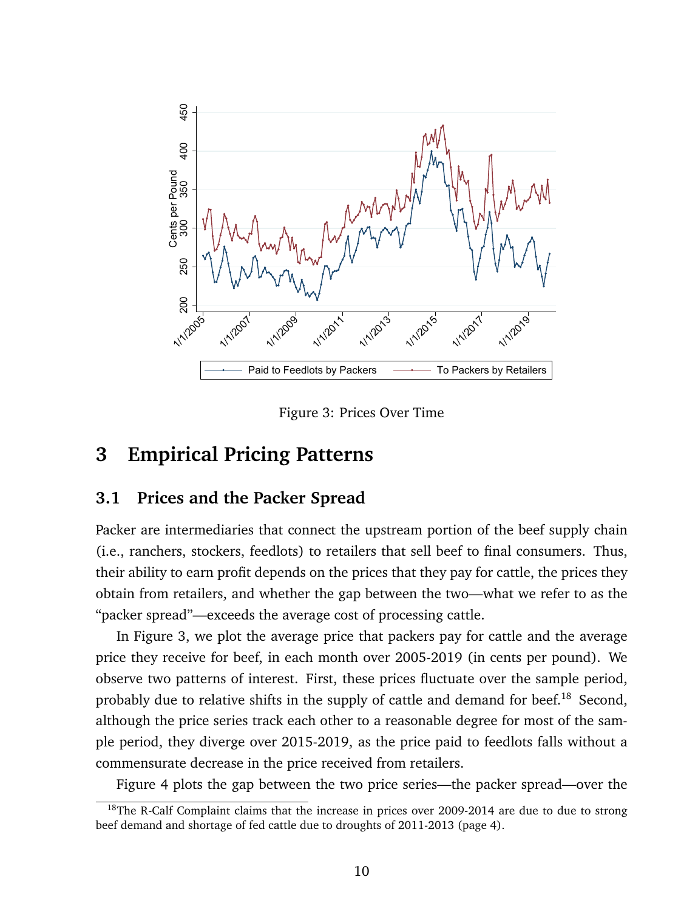Figure 3: Prices Over Time

## 3 Empirical Pricing Patterns

### 3.1 Prices and the Packer Spread

Packer are intermediaries that connect the upstream portion of the beef supply chain (i.e., ranchers, stockers, feedlots) to retailers that sell beef to final consumers. Thus, their ability to earn profit depends on the prices that they pay for cattle, the prices they obtain from retailers, and whether the gap between the two—what we refer to as the "packer spread"—exceeds the average cost of processing cattle.

In Figure 3, we plot the average price that packers pay for cattle and the average price they receive for beef, in each month over 2005-2019 (in cents per pound). We observe two patterns of interest. First, these prices fluctuate over the sample period, probably due to relative shifts in the supply of cattle and demand for beef.[18] Second, although the price series track each other to a reasonable degree for most of the sample period, they diverge over 2015-2019, as the price paid to feedlots falls without a commensurate decrease in the price received from retailers.

Figure 4 plots the gap between the two price series—the packer spread—over the

[18] The R-Calf Complaint claims that the increase in prices over 2009-2014 are due to due to strong beef demand and shortage of fed cattle due to droughts of 2011-2013 (page 4).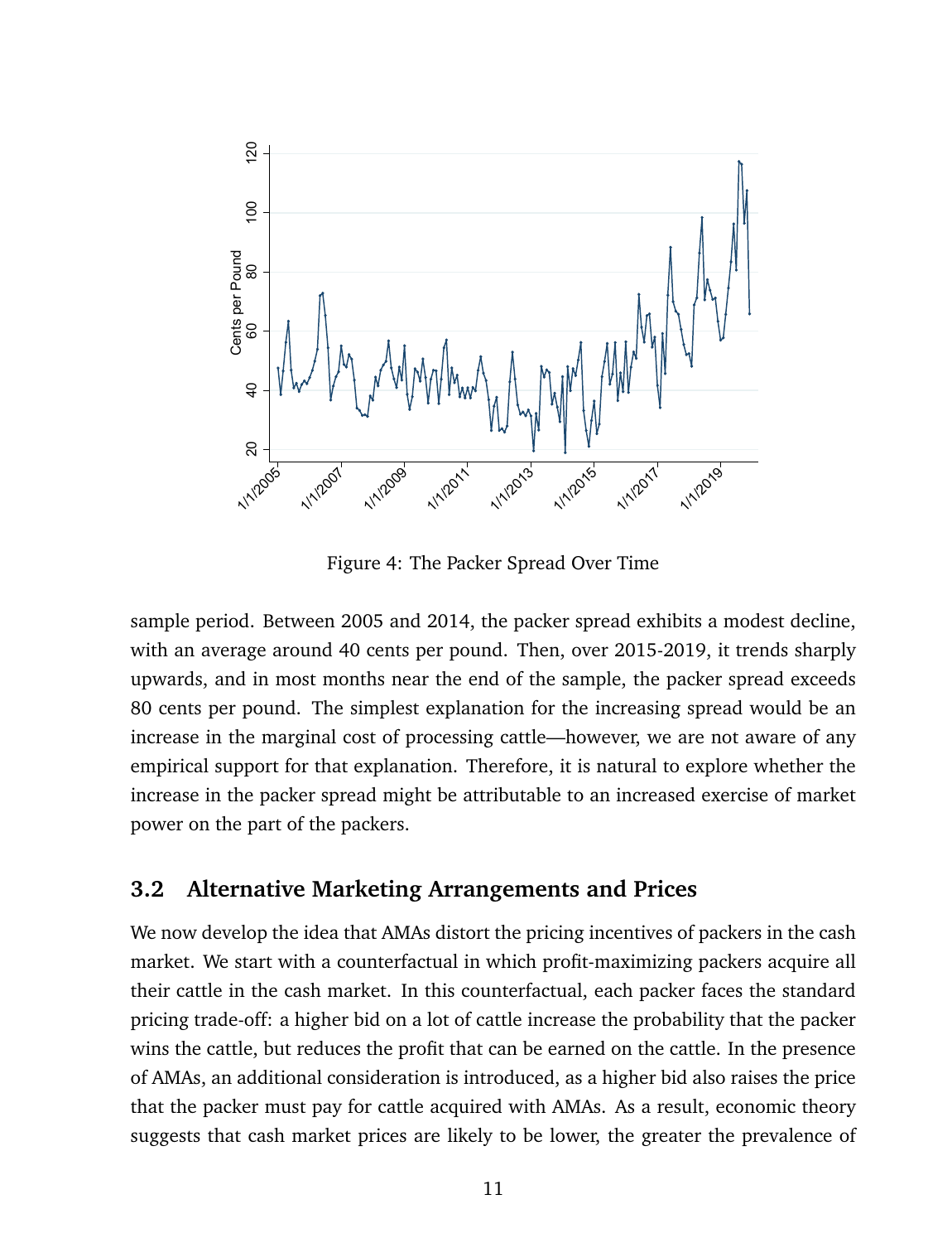Figure 4: The Packer Spread Over Time

sample period. Between 2005 and 2014, the packer spread exhibits a modest decline, with an average around 40 cents per pound. Then, over 2015-2019, it trends sharply upwards, and in most months near the end of the sample, the packer spread exceeds 80 cents per pound. The simplest explanation for the increasing spread would be an increase in the marginal cost of processing cattle—however, we are not aware of any empirical support for that explanation. Therefore, it is natural to explore whether the increase in the packer spread might be attributable to an increased exercise of market power on the part of the packers.

### 3.2 Alternative Marketing Arrangements and Prices

We now develop the idea that AMAs distort the pricing incentives of packers in the cash market. We start with a counterfactual in which profit-maximizing packers acquire all their cattle in the cash market. In this counterfactual, each packer faces the standard pricing trade-off: a higher bid on a lot of cattle increase the probability that the packer wins the cattle, but reduces the profit that can be earned on the cattle. In the presence of AMAs, an additional consideration is introduced, as a higher bid also raises the price that the packer must pay for cattle acquired with AMAs. As a result, economic theory suggests that cash market prices are likely to be lower, the greater the prevalence of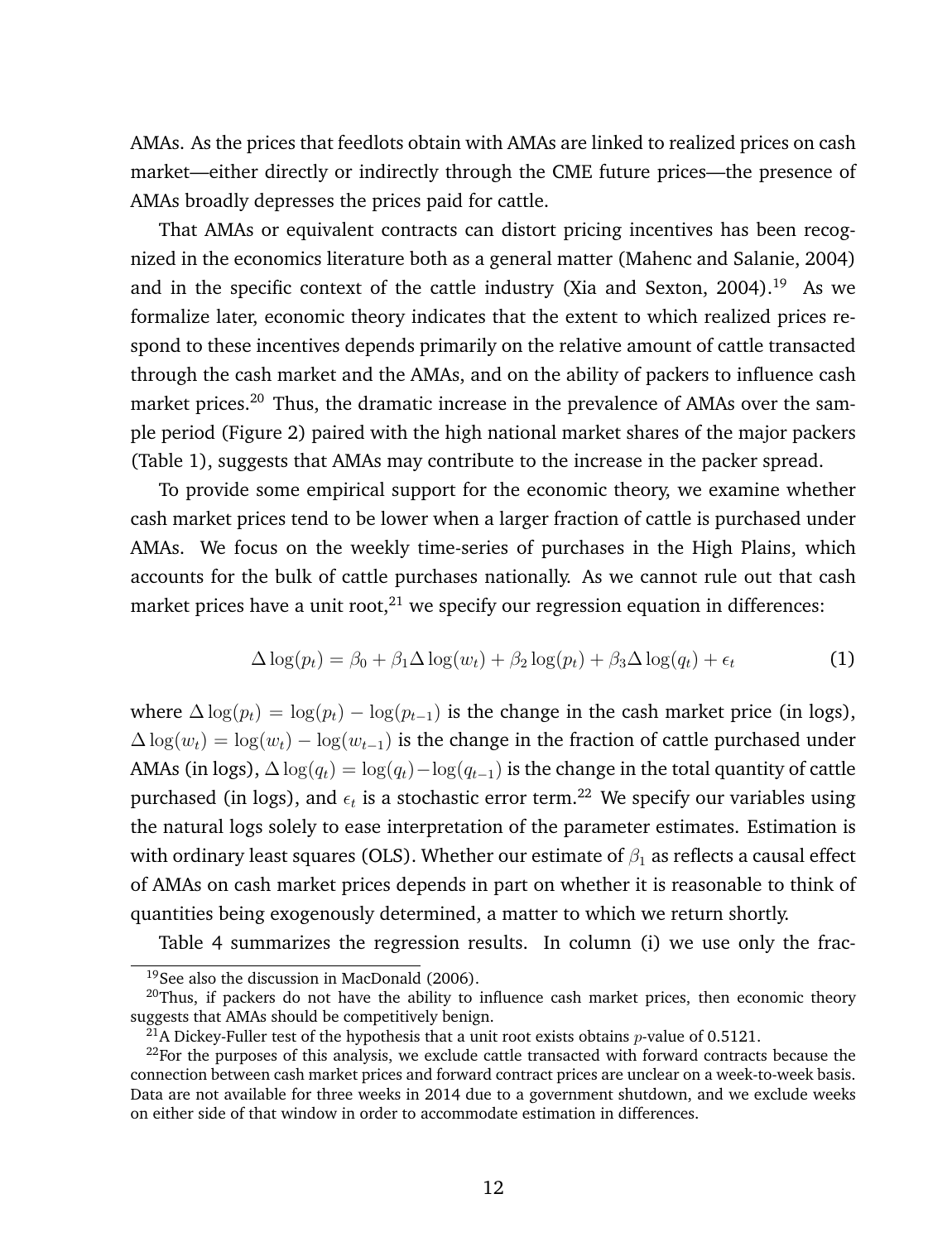AMAs. As the prices that feedlots obtain with AMAs are linked to realized prices on cash market—either directly or indirectly through the CME future prices—the presence of AMAs broadly depresses the prices paid for cattle.

That AMAs or equivalent contracts can distort pricing incentives has been recognized in the economics literature both as a general matter (Mahenc and Salanie, 2004) and in the specific context of the cattle industry (Xia and Sexton, 2004).[19] As we formalize later, economic theory indicates that the extent to which realized prices respond to these incentives depends primarily on the relative amount of cattle transacted through the cash market and the AMAs, and on the ability of packers to influence cash market prices.[20] Thus, the dramatic increase in the prevalence of AMAs over the sample period (Figure 2) paired with the high national market shares of the major packers (Table 1), suggests that AMAs may contribute to the increase in the packer spread.

To provide some empirical support for the economic theory, we examine whether cash market prices tend to be lower when a larger fraction of cattle is purchased under AMAs. We focus on the weekly time-series of purchases in the High Plains, which accounts for the bulk of cattle purchases nationally. As we cannot rule out that cash market prices have a unit root,[21] we specify our regression equation in differences:

$$\Delta \log(p_t) = \beta_0 + \beta_1 \Delta \log(w_t) + \beta_2 \log(p_t) + \beta_3 \Delta \log(q_t) + \epsilon_t \tag{1}$$

where $\Delta \log(p_t) = \log(p_t) - \log(p_{t-1})$ is the change in the cash market price (in logs), $\Delta \log(w_t) = \log(w_t) - \log(w_{t-1})$ is the change in the fraction of cattle purchased under AMAs (in logs), $\Delta \log(q_t) = \log(q_t) - \log(q_{t-1})$ is the change in the total quantity of cattle purchased (in logs), and $\epsilon_t$ is a stochastic error term.[22] We specify our variables using the natural logs solely to ease interpretation of the parameter estimates. Estimation is with ordinary least squares (OLS). Whether our estimate of $\beta_1$ as reflects a causal effect of AMAs on cash market prices depends in part on whether it is reasonable to think of quantities being exogenously determined, a matter to which we return shortly.

Table 4 summarizes the regression results. In column (i) we use only the frac-

[19] See also the discussion in MacDonald (2006).

[20] Thus, if packers do not have the ability to influence cash market prices, then economic theory suggests that AMAs should be competitively benign.

[21] A Dickey-Fuller test of the hypothesis that a unit root exists obtains $p$-value of 0.5121.

[22] For the purposes of this analysis, we exclude cattle transacted with forward contracts because the connection between cash market prices and forward contract prices are unclear on a week-to-week basis. Data are not available for three weeks in 2014 due to a government shutdown, and we exclude weeks on either side of that window in order to accommodate estimation in differences.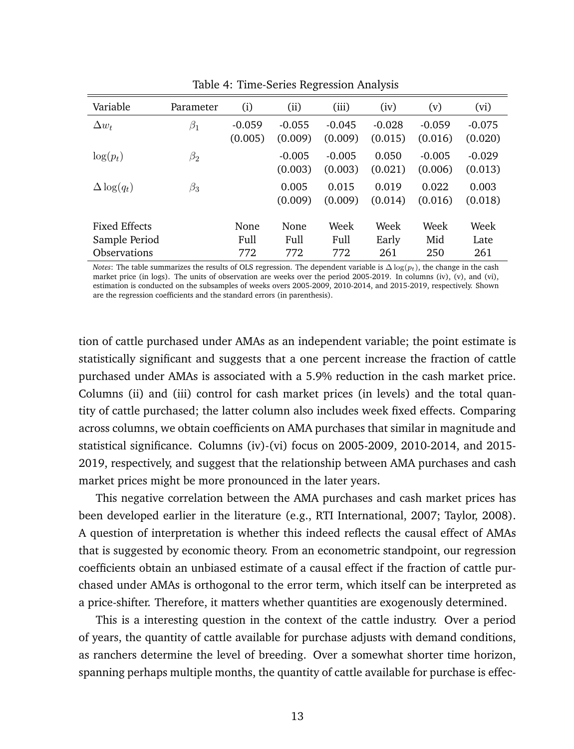Table 4: Time-Series Regression Analysis

| Variable | Parameter | (i) | (ii) | (iii) | (iv) | (v) | (vi) |
|---|---|---|---|---|---|---|---|
| $\Delta w_t$ | $\beta_1$ | -0.059 | -0.055 | -0.045 | -0.028 | -0.059 | -0.075 |
| | | (0.005) | (0.009) | (0.009) | (0.015) | (0.016) | (0.020) |
| $\log(p_t)$ | $\beta_2$ | | -0.005 | -0.005 | 0.050 | -0.005 | -0.029 |
| | | | (0.003) | (0.003) | (0.021) | (0.006) | (0.013) |
| $\Delta \log(q_t)$ | $\beta_3$ | | 0.005 | 0.015 | 0.019 | 0.022 | 0.003 |
| | | | (0.009) | (0.009) | (0.014) | (0.016) | (0.018) |
| Fixed Effects | | None | None | Week | Week | Week | Week |
| Sample Period | | Full | Full | Full | Early | Mid | Late |
| Observations | | 772 | 772 | 772 | 261 | 250 | 261 |

*Notes*: The table summarizes the results of OLS regression. The dependent variable is $\Delta \log(p_t)$, the change in the cash market price (in logs). The units of observation are weeks over the period 2005-2019. In columns (iv), (v), and (vi), estimation is conducted on the subsamples of weeks overs 2005-2009, 2010-2014, and 2015-2019, respectively. Shown are the regression coefficients and the standard errors (in parenthesis).

tion of cattle purchased under AMAs as an independent variable; the point estimate is statistically significant and suggests that a one percent increase the fraction of cattle purchased under AMAs is associated with a 5.9% reduction in the cash market price. Columns (ii) and (iii) control for cash market prices (in levels) and the total quantity of cattle purchased; the latter column also includes week fixed effects. Comparing across columns, we obtain coefficients on AMA purchases that similar in magnitude and statistical significance. Columns (iv)-(vi) focus on 2005-2009, 2010-2014, and 2015-2019, respectively, and suggest that the relationship between AMA purchases and cash market prices might be more pronounced in the later years.

This negative correlation between the AMA purchases and cash market prices has been developed earlier in the literature (e.g., RTI International, 2007; Taylor, 2008). A question of interpretation is whether this indeed reflects the causal effect of AMAs that is suggested by economic theory. From an econometric standpoint, our regression coefficients obtain an unbiased estimate of a causal effect if the fraction of cattle purchased under AMAs is orthogonal to the error term, which itself can be interpreted as a price-shifter. Therefore, it matters whether quantities are exogenously determined.

This is a interesting question in the context of the cattle industry. Over a period of years, the quantity of cattle available for purchase adjusts with demand conditions, as ranchers determine the level of breeding. Over a somewhat shorter time horizon, spanning perhaps multiple months, the quantity of cattle available for purchase is effec-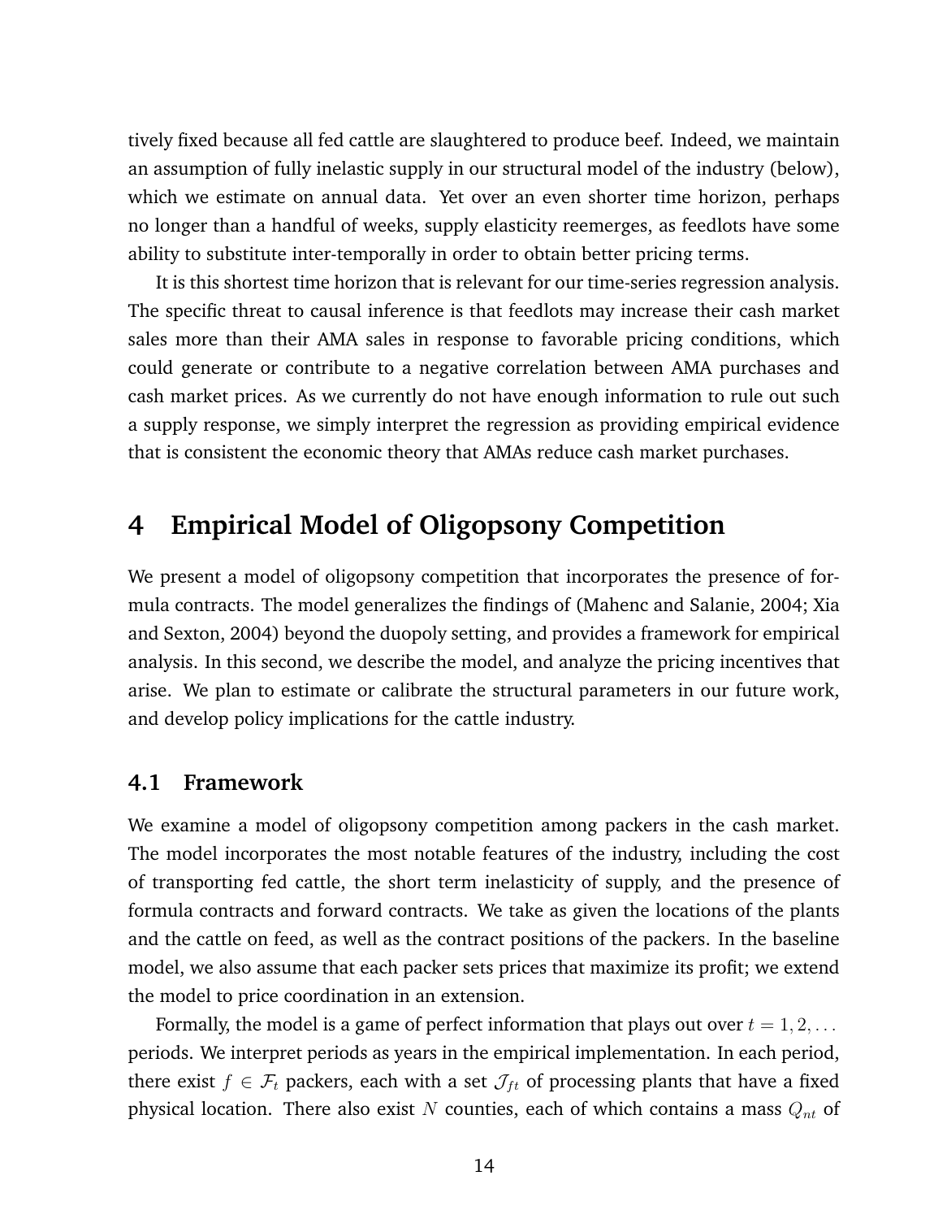tively fixed because all fed cattle are slaughtered to produce beef. Indeed, we maintain an assumption of fully inelastic supply in our structural model of the industry (below), which we estimate on annual data. Yet over an even shorter time horizon, perhaps no longer than a handful of weeks, supply elasticity reemerges, as feedlots have some ability to substitute inter-temporally in order to obtain better pricing terms.

It is this shortest time horizon that is relevant for our time-series regression analysis. The specific threat to causal inference is that feedlots may increase their cash market sales more than their AMA sales in response to favorable pricing conditions, which could generate or contribute to a negative correlation between AMA purchases and cash market prices. As we currently do not have enough information to rule out such a supply response, we simply interpret the regression as providing empirical evidence that is consistent the economic theory that AMAs reduce cash market purchases.

# 4 Empirical Model of Oligopsony Competition

We present a model of oligopsony competition that incorporates the presence of formula contracts. The model generalizes the findings of (Mahenc and Salanie, 2004; Xia and Sexton, 2004) beyond the duopoly setting, and provides a framework for empirical analysis. In this second, we describe the model, and analyze the pricing incentives that arise. We plan to estimate or calibrate the structural parameters in our future work, and develop policy implications for the cattle industry.

## 4.1 Framework

We examine a model of oligopsony competition among packers in the cash market. The model incorporates the most notable features of the industry, including the cost of transporting fed cattle, the short term inelasticity of supply, and the presence of formula contracts and forward contracts. We take as given the locations of the plants and the cattle on feed, as well as the contract positions of the packers. In the baseline model, we also assume that each packer sets prices that maximize its profit; we extend the model to price coordination in an extension.

Formally, the model is a game of perfect information that plays out over $t = 1, 2, \ldots$ periods. We interpret periods as years in the empirical implementation. In each period, there exist $f \in \mathcal{F}_t$ packers, each with a set $\mathcal{J}_{ft}$ of processing plants that have a fixed physical location. There also exist $N$ counties, each of which contains a mass $Q_{nt}$ of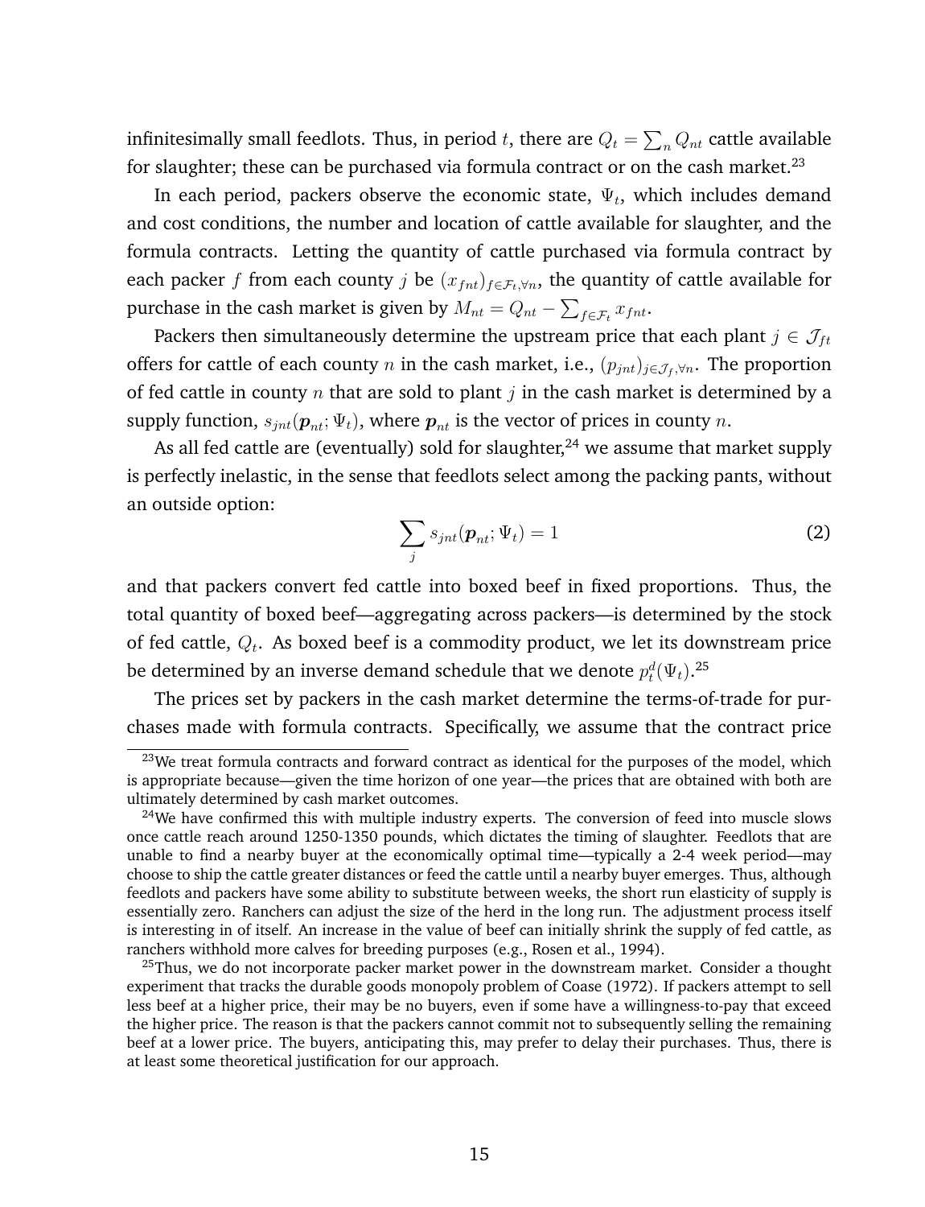infinitesimally small feedlots. Thus, in period $t$, there are $Q_t = \sum_n Q_{nt}$ cattle available for slaughter; these can be purchased via formula contract or on the cash market.[23]

In each period, packers observe the economic state, $\Psi_t$, which includes demand and cost conditions, the number and location of cattle available for slaughter, and the formula contracts. Letting the quantity of cattle purchased via formula contract by each packer $f$ from each county $j$ be $(x_{fnt})_{f \in \mathcal{F}_t, \forall n}$, the quantity of cattle available for purchase in the cash market is given by $M_{nt} = Q_{nt} - \sum_{f \in \mathcal{F}_t} x_{fnt}$.

Packers then simultaneously determine the upstream price that each plant $j \in \mathcal{J}_{ft}$ offers for cattle of each county $n$ in the cash market, i.e., $(p_{jnt})_{j \in \mathcal{J}_f, \forall n}$. The proportion of fed cattle in county $n$ that are sold to plant $j$ in the cash market is determined by a supply function, $s_{jnt}(\boldsymbol{p}_{nt}; \Psi_t)$, where $\boldsymbol{p}_{nt}$ is the vector of prices in county $n$.

As all fed cattle are (eventually) sold for slaughter,[24] we assume that market supply is perfectly inelastic, in the sense that feedlots select among the packing pants, without an outside option:

$$\sum_j s_{jnt}(\boldsymbol{p}_{nt}; \Psi_t) = 1 \tag{2}$$

and that packers convert fed cattle into boxed beef in fixed proportions. Thus, the total quantity of boxed beef—aggregating across packers—is determined by the stock of fed cattle, $Q_t$. As boxed beef is a commodity product, we let its downstream price be determined by an inverse demand schedule that we denote $p_t^d(\Psi_t)$.[25]

The prices set by packers in the cash market determine the terms-of-trade for purchases made with formula contracts. Specifically, we assume that the contract price

---

[23] We treat formula contracts and forward contract as identical for the purposes of the model, which is appropriate because—given the time horizon of one year—the prices that are obtained with both are ultimately determined by cash market outcomes.

[24] We have confirmed this with multiple industry experts. The conversion of feed into muscle slows once cattle reach around 1250-1350 pounds, which dictates the timing of slaughter. Feedlots that are unable to find a nearby buyer at the economically optimal time—typically a 2-4 week period—may choose to ship the cattle greater distances or feed the cattle until a nearby buyer emerges. Thus, although feedlots and packers have some ability to substitute between weeks, the short run elasticity of supply is essentially zero. Ranchers can adjust the size of the herd in the long run. The adjustment process itself is interesting in of itself. An increase in the value of beef can initially shrink the supply of fed cattle, as ranchers withhold more calves for breeding purposes (e.g., Rosen et al., 1994).

[25] Thus, we do not incorporate packer market power in the downstream market. Consider a thought experiment that tracks the durable goods monopoly problem of Coase (1972). If packers attempt to sell less beef at a higher price, their may be no buyers, even if some have a willingness-to-pay that exceed the higher price. The reason is that the packers cannot commit not to subsequently selling the remaining beef at a lower price. The buyers, anticipating this, may prefer to delay their purchases. Thus, there is at least some theoretical justification for our approach.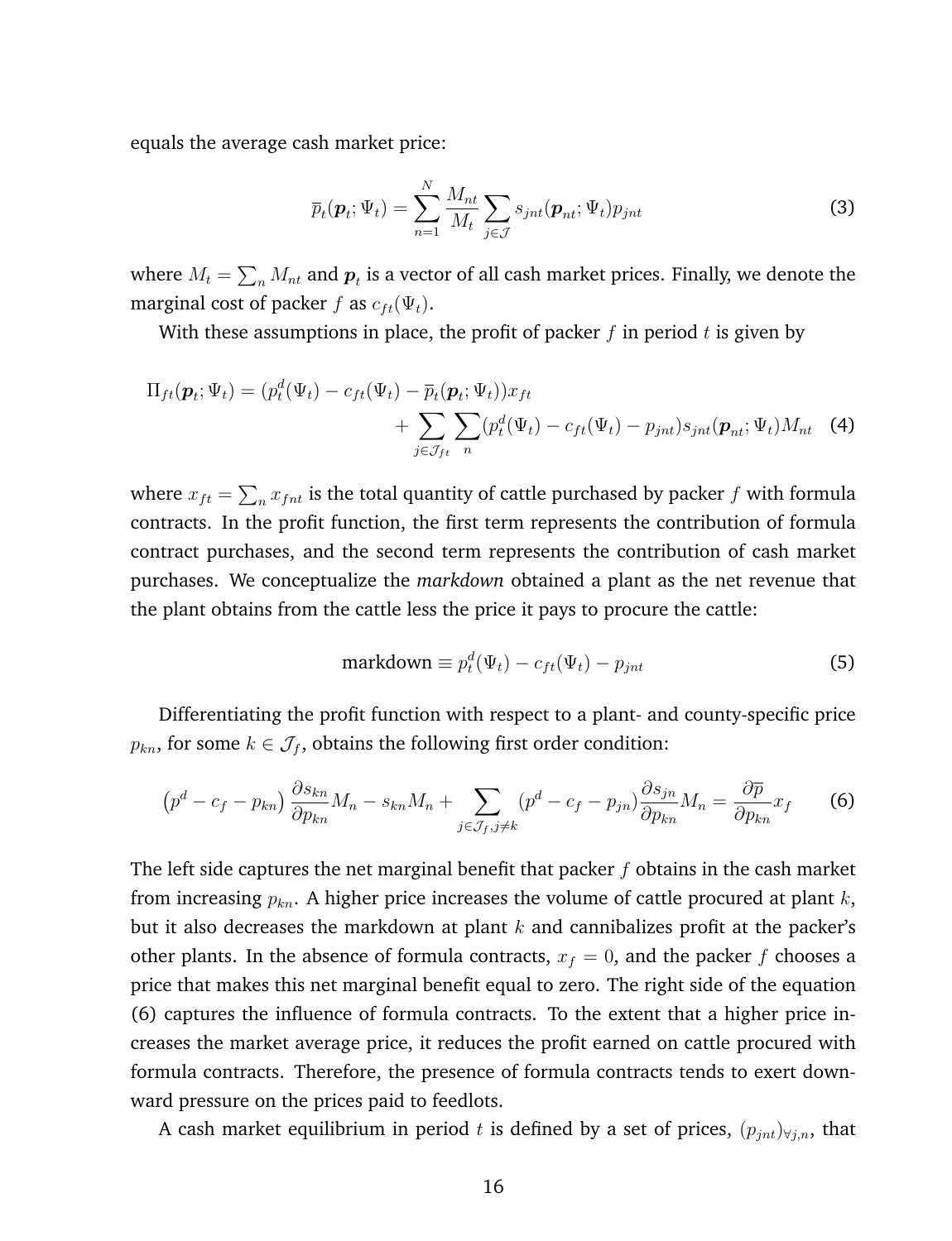equals the average cash market price:

$$\overline{p}_t(\boldsymbol{p}_t; \Psi_t) = \sum_{n=1}^{N} \frac{M_{nt}}{M_t} \sum_{j \in \mathcal{J}} s_{jnt}(\boldsymbol{p}_{nt}; \Psi_t) p_{jnt} \tag{3}$$

where $M_t = \sum_n M_{nt}$ and $\boldsymbol{p}_t$ is a vector of all cash market prices. Finally, we denote the marginal cost of packer $f$ as $c_{ft}(\Psi_t)$.

With these assumptions in place, the profit of packer $f$ in period $t$ is given by

$$\begin{aligned} \Pi_{ft}(\boldsymbol{p}_t; \Psi_t) = (p_t^d(\Psi_t) - c_{ft}(\Psi_t) - \overline{p}_t(\boldsymbol{p}_t; \Psi_t)) x_{ft} \\ + \sum_{j \in \mathcal{J}_{ft}} \sum_n (p_t^d(\Psi_t) - c_{ft}(\Psi_t) - p_{jnt}) s_{jnt}(\boldsymbol{p}_{nt}; \Psi_t) M_{nt} \end{aligned} \tag{4}$$

where $x_{ft} = \sum_n x_{fnt}$ is the total quantity of cattle purchased by packer $f$ with formula contracts. In the profit function, the first term represents the contribution of formula contract purchases, and the second term represents the contribution of cash market purchases. We conceptualize the *markdown* obtained a plant as the net revenue that the plant obtains from the cattle less the price it pays to procure the cattle:

$$\text{markdown} \equiv p_t^d(\Psi_t) - c_{ft}(\Psi_t) - p_{jnt} \tag{5}$$

Differentiating the profit function with respect to a plant- and county-specific price $p_{kn}$, for some $k \in \mathcal{J}_f$, obtains the following first order condition:

$$\left(p^d - c_f - p_{kn}\right) \frac{\partial s_{kn}}{\partial p_{kn}} M_n - s_{kn} M_n + \sum_{j \in \mathcal{J}_f, j \neq k} (p^d - c_f - p_{jn}) \frac{\partial s_{jn}}{\partial p_{kn}} M_n = \frac{\partial \overline{p}}{\partial p_{kn}} x_f \tag{6}$$

The left side captures the net marginal benefit that packer $f$ obtains in the cash market from increasing $p_{kn}$. A higher price increases the volume of cattle procured at plant $k$, but it also decreases the markdown at plant $k$ and cannibalizes profit at the packer's other plants. In the absence of formula contracts, $x_f = 0$, and the packer $f$ chooses a price that makes this net marginal benefit equal to zero. The right side of the equation (6) captures the influence of formula contracts. To the extent that a higher price increases the market average price, it reduces the profit earned on cattle procured with formula contracts. Therefore, the presence of formula contracts tends to exert downward pressure on the prices paid to feedlots.

A cash market equilibrium in period $t$ is defined by a set of prices, $(p_{jnt})_{\forall j,n}$, that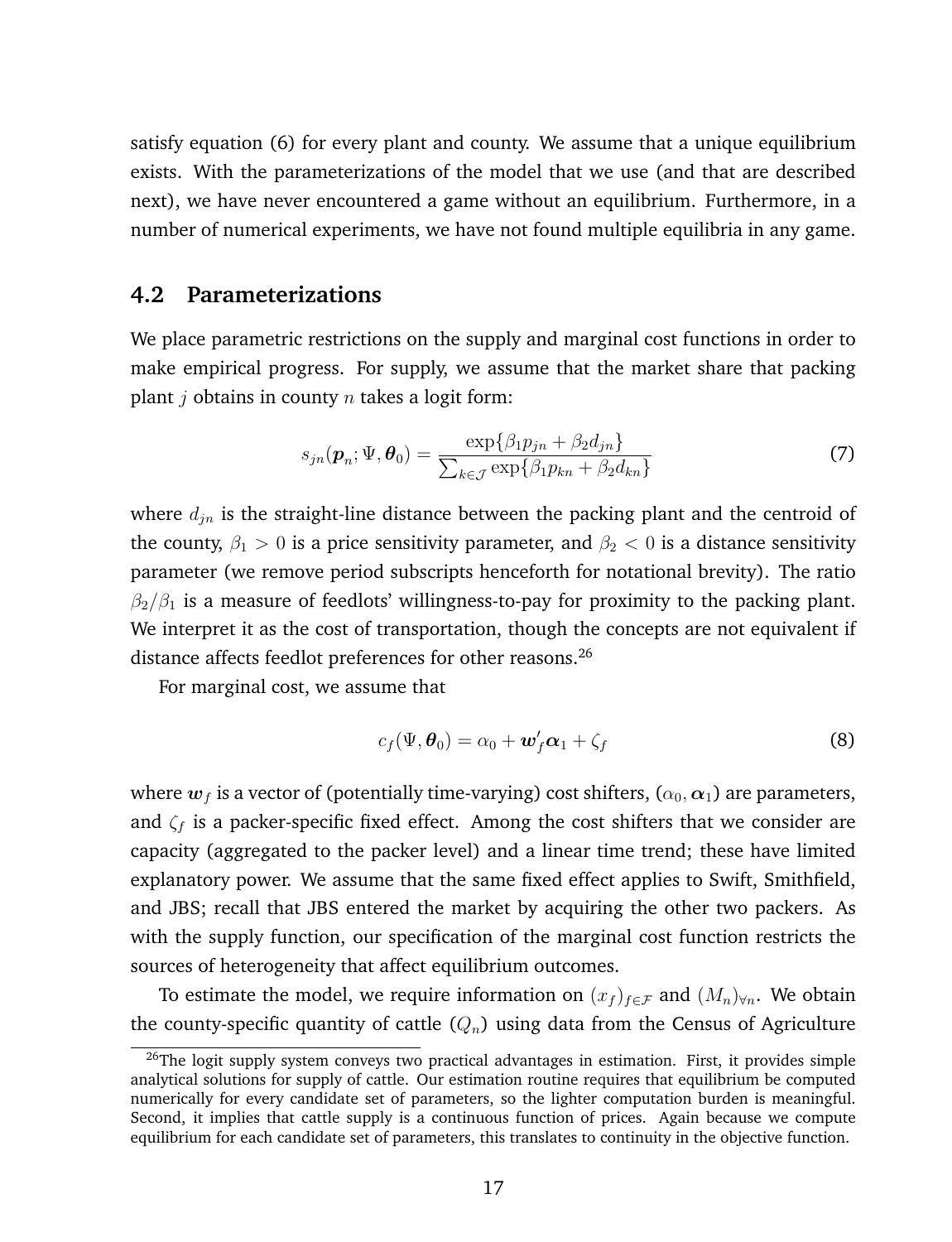satisfy equation (6) for every plant and county. We assume that a unique equilibrium exists. With the parameterizations of the model that we use (and that are described next), we have never encountered a game without an equilibrium. Furthermore, in a number of numerical experiments, we have not found multiple equilibria in any game.

## 4.2 Parameterizations

We place parametric restrictions on the supply and marginal cost functions in order to make empirical progress. For supply, we assume that the market share that packing plant $j$ obtains in county $n$ takes a logit form:

$$s_{jn}(\boldsymbol{p}_n; \Psi, \boldsymbol{\theta}_0) = \frac{\exp\{\beta_1 p_{jn} + \beta_2 d_{jn}\}}{\sum_{k \in \mathcal{J}} \exp\{\beta_1 p_{kn} + \beta_2 d_{kn}\}} \tag{7}$$

where $d_{jn}$ is the straight-line distance between the packing plant and the centroid of the county, $\beta_1 > 0$ is a price sensitivity parameter, and $\beta_2 < 0$ is a distance sensitivity parameter (we remove period subscripts henceforth for notational brevity). The ratio $\beta_2/\beta_1$ is a measure of feedlots' willingness-to-pay for proximity to the packing plant. We interpret it as the cost of transportation, though the concepts are not equivalent if distance affects feedlot preferences for other reasons.[26]

For marginal cost, we assume that

$$c_f(\Psi, \boldsymbol{\theta}_0) = \alpha_0 + \boldsymbol{w}_f' \boldsymbol{\alpha}_1 + \zeta_f \tag{8}$$

where $\boldsymbol{w}_f$ is a vector of (potentially time-varying) cost shifters, $(\alpha_0, \boldsymbol{\alpha}_1)$ are parameters, and $\zeta_f$ is a packer-specific fixed effect. Among the cost shifters that we consider are capacity (aggregated to the packer level) and a linear time trend; these have limited explanatory power. We assume that the same fixed effect applies to Swift, Smithfield, and JBS; recall that JBS entered the market by acquiring the other two packers. As with the supply function, our specification of the marginal cost function restricts the sources of heterogeneity that affect equilibrium outcomes.

To estimate the model, we require information on $(x_f)_{f \in \mathcal{F}}$ and $(M_n)_{\forall n}$. We obtain the county-specific quantity of cattle ($Q_n$) using data from the Census of Agriculture

[26] The logit supply system conveys two practical advantages in estimation. First, it provides simple analytical solutions for supply of cattle. Our estimation routine requires that equilibrium be computed numerically for every candidate set of parameters, so the lighter computation burden is meaningful. Second, it implies that cattle supply is a continuous function of prices. Again because we compute equilibrium for each candidate set of parameters, this translates to continuity in the objective function.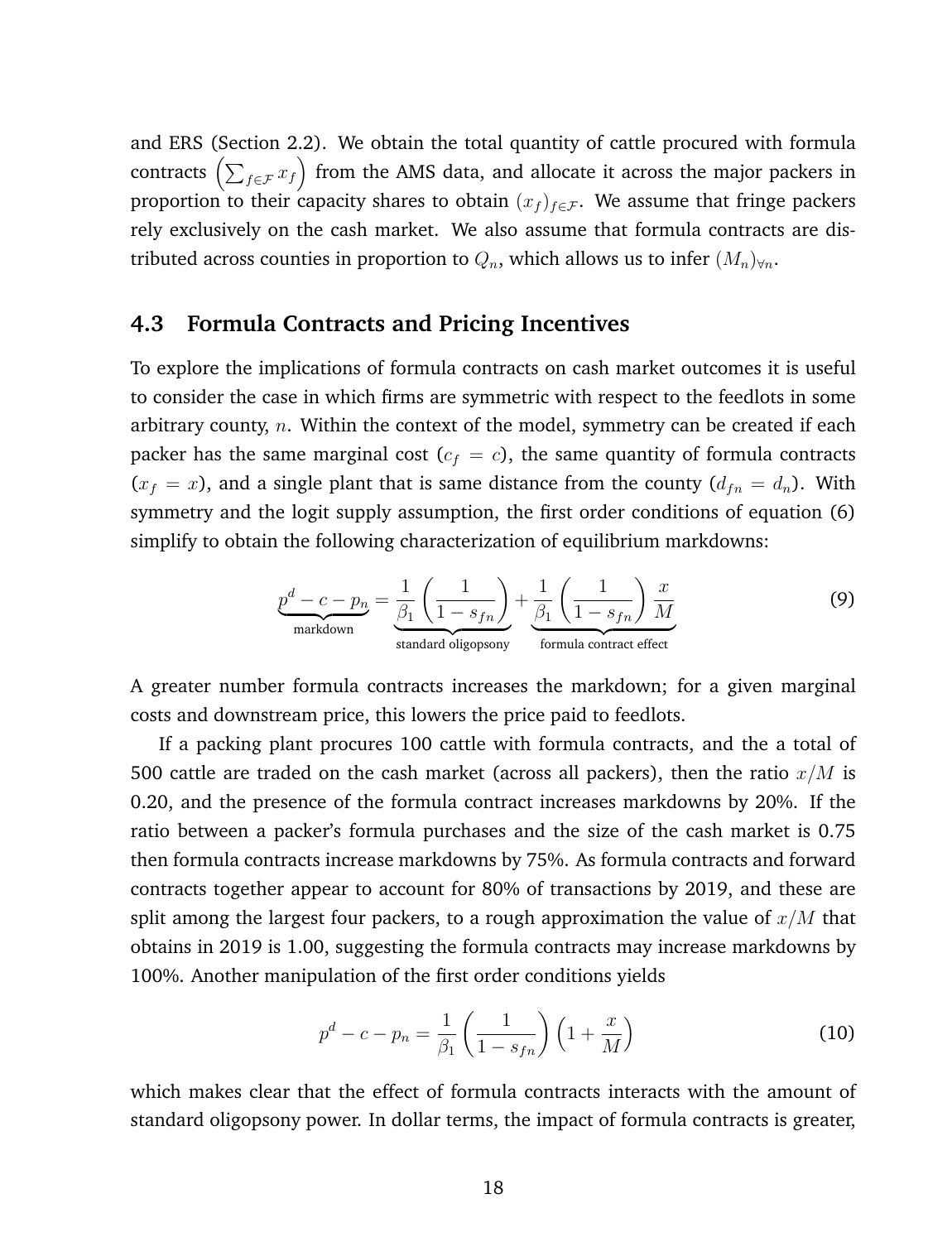and ERS (Section 2.2). We obtain the total quantity of cattle procured with formula contracts $\left(\sum_{f \in \mathcal{F}} x_f\right)$ from the AMS data, and allocate it across the major packers in proportion to their capacity shares to obtain $(x_f)_{f \in \mathcal{F}}$. We assume that fringe packers rely exclusively on the cash market. We also assume that formula contracts are distributed across counties in proportion to $Q_n$, which allows us to infer $(M_n)_{\forall n}$.

### 4.3 Formula Contracts and Pricing Incentives

To explore the implications of formula contracts on cash market outcomes it is useful to consider the case in which firms are symmetric with respect to the feedlots in some arbitrary county, $n$. Within the context of the model, symmetry can be created if each packer has the same marginal cost ($c_f = c$), the same quantity of formula contracts ($x_f = x$), and a single plant that is same distance from the county ($d_{fn} = d_n$). With symmetry and the logit supply assumption, the first order conditions of equation (6) simplify to obtain the following characterization of equilibrium markdowns:

$$\underbrace{p^d - c - p_n}_{\text{markdown}} = \underbrace{\frac{1}{\beta_1}\left(\frac{1}{1-s_{fn}}\right)}_{\text{standard oligopsony}} + \underbrace{\frac{1}{\beta_1}\left(\frac{1}{1-s_{fn}}\right)\frac{x}{M}}_{\text{formula contract effect}} \tag{9}$$

A greater number formula contracts increases the markdown; for a given marginal costs and downstream price, this lowers the price paid to feedlots.

If a packing plant procures 100 cattle with formula contracts, and the a total of 500 cattle are traded on the cash market (across all packers), then the ratio $x/M$ is 0.20, and the presence of the formula contract increases markdowns by 20%. If the ratio between a packer's formula purchases and the size of the cash market is 0.75 then formula contracts increase markdowns by 75%. As formula contracts and forward contracts together appear to account for 80% of transactions by 2019, and these are split among the largest four packers, to a rough approximation the value of $x/M$ that obtains in 2019 is 1.00, suggesting the formula contracts may increase markdowns by 100%. Another manipulation of the first order conditions yields

$$p^d - c - p_n = \frac{1}{\beta_1}\left(\frac{1}{1-s_{fn}}\right)\left(1 + \frac{x}{M}\right) \tag{10}$$

which makes clear that the effect of formula contracts interacts with the amount of standard oligopsony power. In dollar terms, the impact of formula contracts is greater,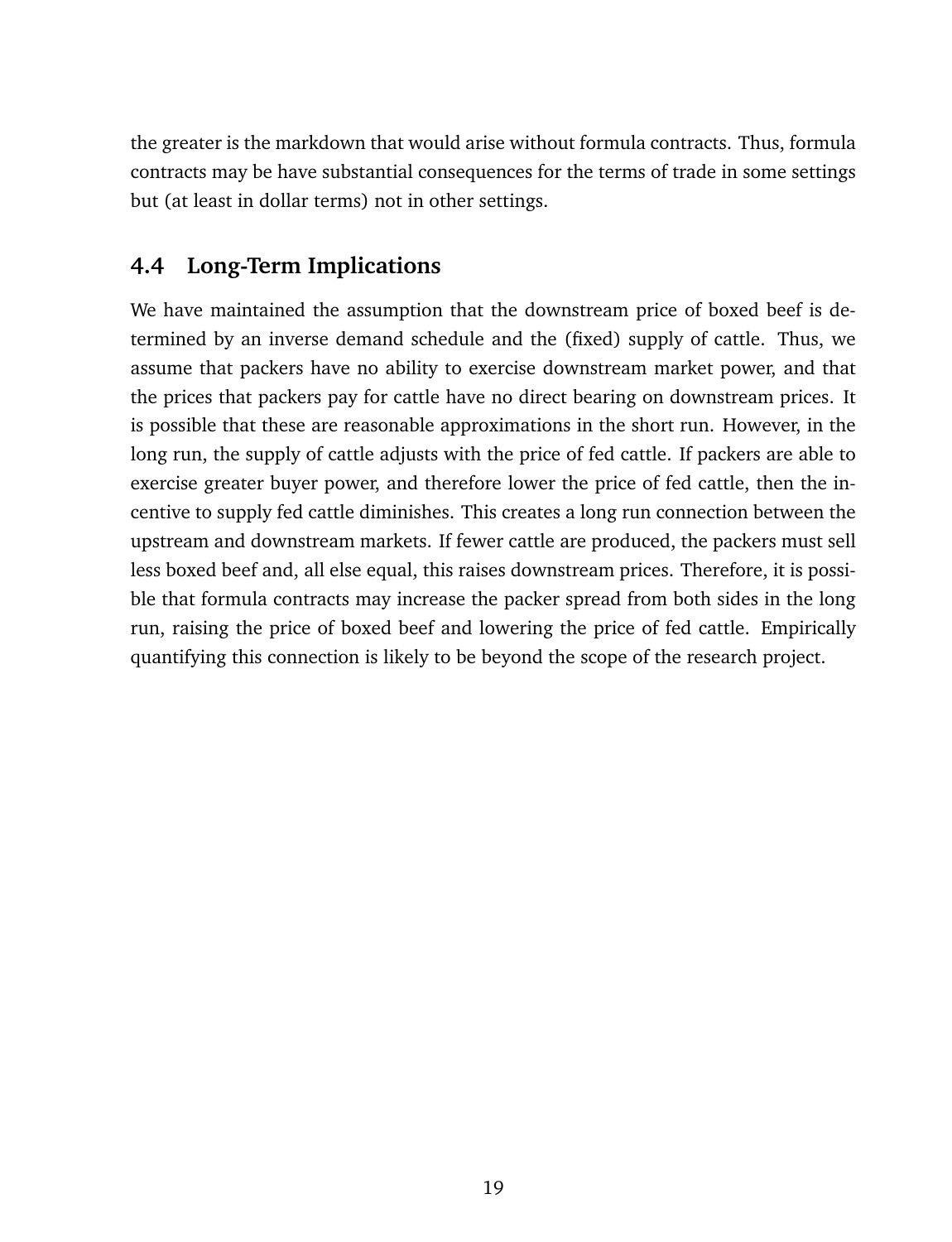the greater is the markdown that would arise without formula contracts. Thus, formula contracts may be have substantial consequences for the terms of trade in some settings but (at least in dollar terms) not in other settings.

## 4.4 Long-Term Implications

We have maintained the assumption that the downstream price of boxed beef is determined by an inverse demand schedule and the (fixed) supply of cattle. Thus, we assume that packers have no ability to exercise downstream market power, and that the prices that packers pay for cattle have no direct bearing on downstream prices. It is possible that these are reasonable approximations in the short run. However, in the long run, the supply of cattle adjusts with the price of fed cattle. If packers are able to exercise greater buyer power, and therefore lower the price of fed cattle, then the incentive to supply fed cattle diminishes. This creates a long run connection between the upstream and downstream markets. If fewer cattle are produced, the packers must sell less boxed beef and, all else equal, this raises downstream prices. Therefore, it is possible that formula contracts may increase the packer spread from both sides in the long run, raising the price of boxed beef and lowering the price of fed cattle. Empirically quantifying this connection is likely to be beyond the scope of the research project.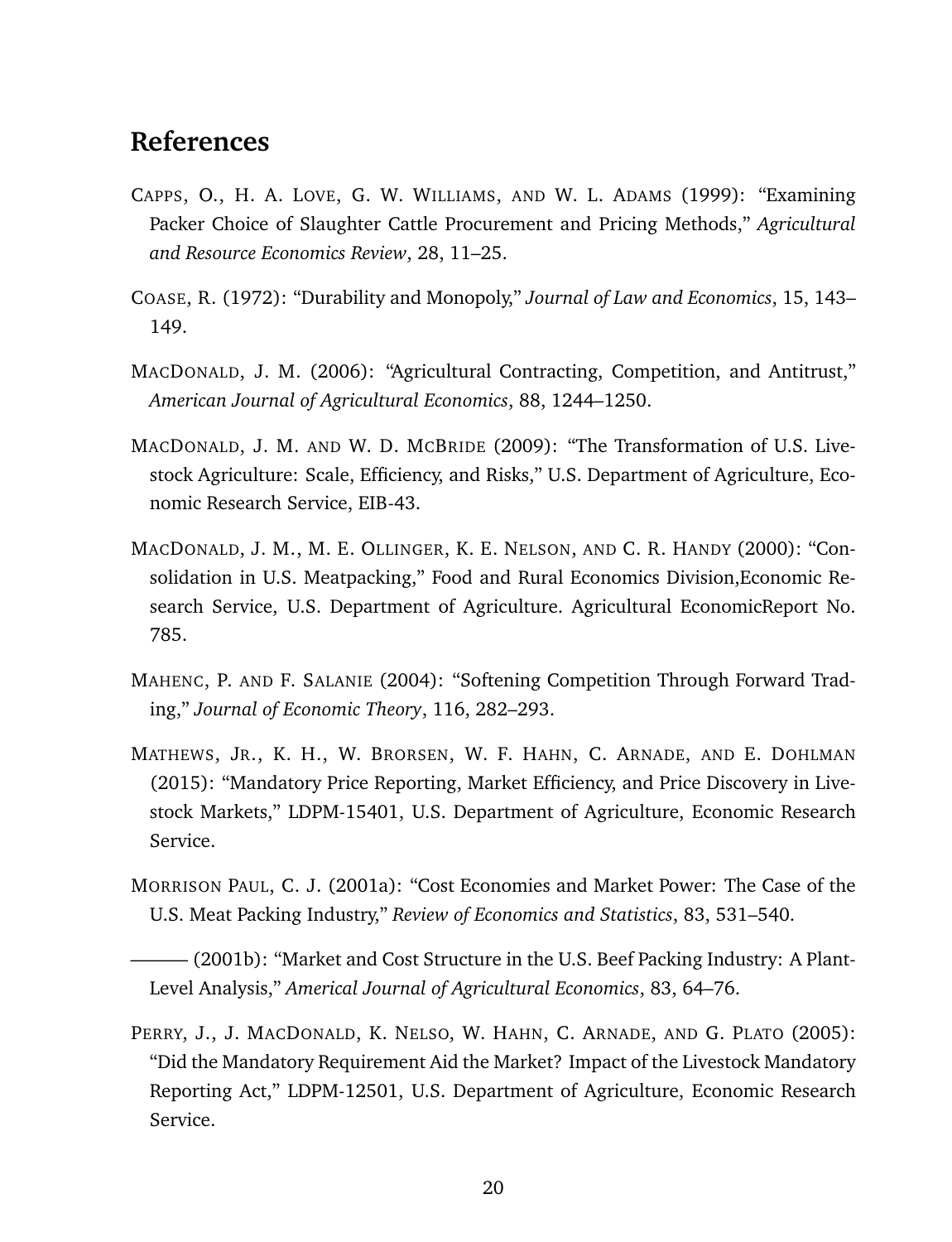# References

CAPPS, O., H. A. LOVE, G. W. WILLIAMS, AND W. L. ADAMS (1999): "Examining Packer Choice of Slaughter Cattle Procurement and Pricing Methods," *Agricultural and Resource Economics Review*, 28, 11–25.

COASE, R. (1972): "Durability and Monopoly," *Journal of Law and Economics*, 15, 143–149.

MACDONALD, J. M. (2006): "Agricultural Contracting, Competition, and Antitrust," *American Journal of Agricultural Economics*, 88, 1244–1250.

MACDONALD, J. M. AND W. D. MCBRIDE (2009): "The Transformation of U.S. Livestock Agriculture: Scale, Efficiency, and Risks," U.S. Department of Agriculture, Economic Research Service, EIB-43.

MACDONALD, J. M., M. E. OLLINGER, K. E. NELSON, AND C. R. HANDY (2000): "Consolidation in U.S. Meatpacking," Food and Rural Economics Division,Economic Research Service, U.S. Department of Agriculture. Agricultural EconomicReport No. 785.

MAHENC, P. AND F. SALANIE (2004): "Softening Competition Through Forward Trading," *Journal of Economic Theory*, 116, 282–293.

MATHEWS, JR., K. H., W. BRORSEN, W. F. HAHN, C. ARNADE, AND E. DOHLMAN (2015): "Mandatory Price Reporting, Market Efficiency, and Price Discovery in Livestock Markets," LDPM-15401, U.S. Department of Agriculture, Economic Research Service.

MORRISON PAUL, C. J. (2001a): "Cost Economies and Market Power: The Case of the U.S. Meat Packing Industry," *Review of Economics and Statistics*, 83, 531–540.

——— (2001b): "Market and Cost Structure in the U.S. Beef Packing Industry: A Plant-Level Analysis," *Americal Journal of Agricultural Economics*, 83, 64–76.

PERRY, J., J. MACDONALD, K. NELSO, W. HAHN, C. ARNADE, AND G. PLATO (2005): "Did the Mandatory Requirement Aid the Market? Impact of the Livestock Mandatory Reporting Act," LDPM-12501, U.S. Department of Agriculture, Economic Research Service.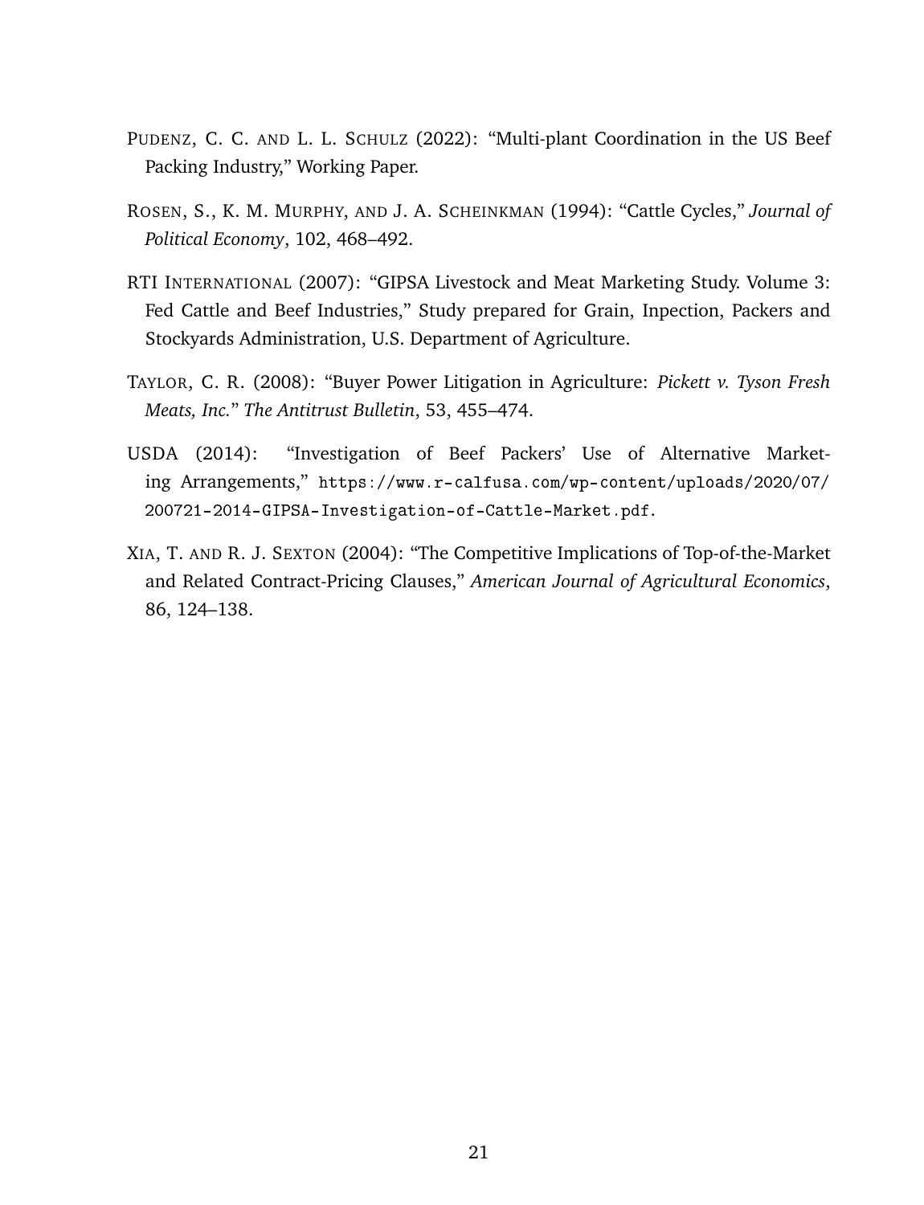PUDENZ, C. C. AND L. L. SCHULZ (2022): "Multi-plant Coordination in the US Beef Packing Industry," Working Paper.

ROSEN, S., K. M. MURPHY, AND J. A. SCHEINKMAN (1994): "Cattle Cycles," *Journal of Political Economy*, 102, 468–492.

RTI INTERNATIONAL (2007): "GIPSA Livestock and Meat Marketing Study. Volume 3: Fed Cattle and Beef Industries," Study prepared for Grain, Inpection, Packers and Stockyards Administration, U.S. Department of Agriculture.

TAYLOR, C. R. (2008): "Buyer Power Litigation in Agriculture: *Pickett v. Tyson Fresh Meats, Inc.*" *The Antitrust Bulletin*, 53, 455–474.

USDA (2014): "Investigation of Beef Packers' Use of Alternative Marketing Arrangements," `https://www.r-calfusa.com/wp-content/uploads/2020/07/200721-2014-GIPSA-Investigation-of-Cattle-Market.pdf`.

XIA, T. AND R. J. SEXTON (2004): "The Competitive Implications of Top-of-the-Market and Related Contract-Pricing Clauses," *American Journal of Agricultural Economics*, 86, 124–138.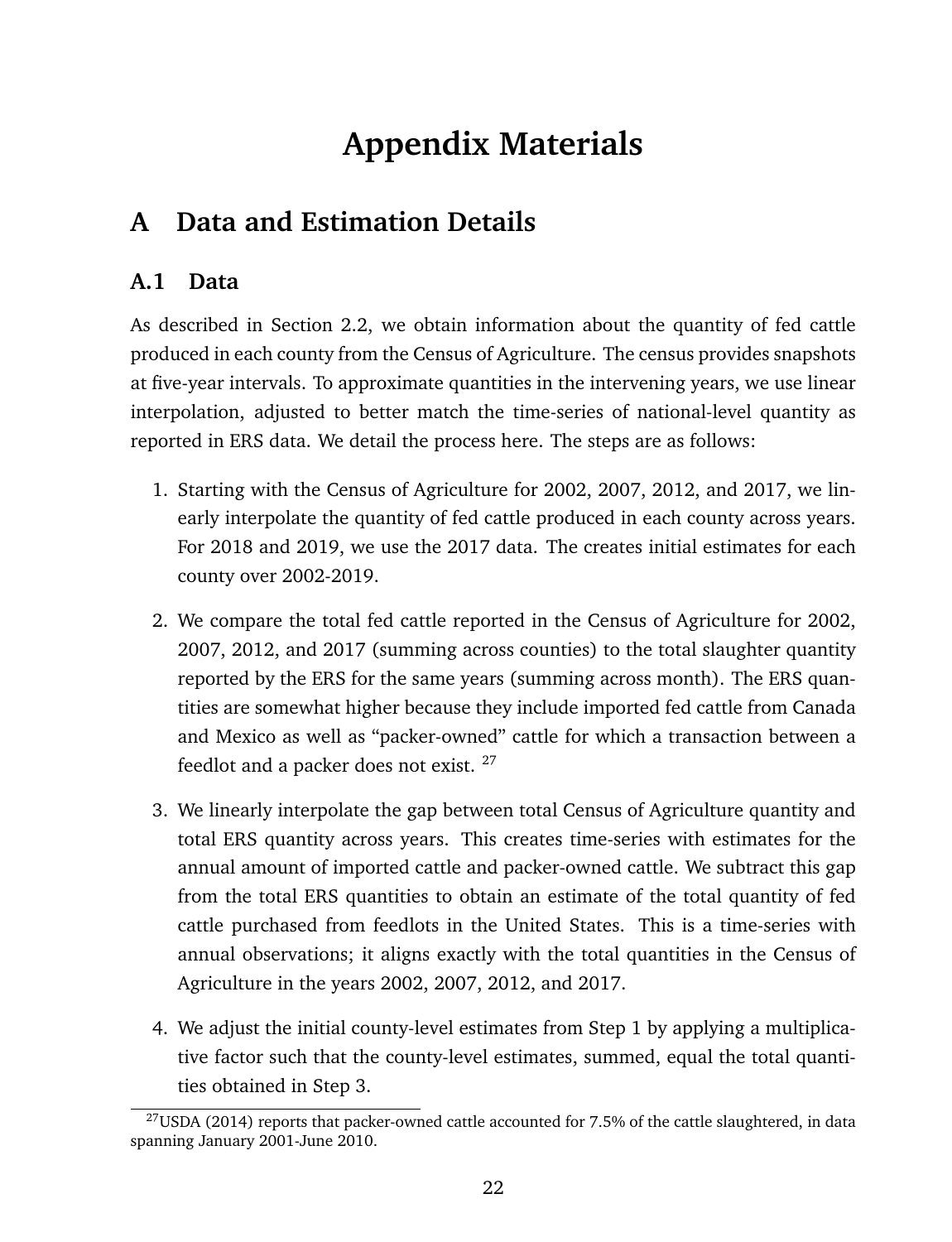# Appendix Materials

## A Data and Estimation Details

### A.1 Data

As described in Section 2.2, we obtain information about the quantity of fed cattle produced in each county from the Census of Agriculture. The census provides snapshots at five-year intervals. To approximate quantities in the intervening years, we use linear interpolation, adjusted to better match the time-series of national-level quantity as reported in ERS data. We detail the process here. The steps are as follows:

1. Starting with the Census of Agriculture for 2002, 2007, 2012, and 2017, we linearly interpolate the quantity of fed cattle produced in each county across years. For 2018 and 2019, we use the 2017 data. The creates initial estimates for each county over 2002-2019.

2. We compare the total fed cattle reported in the Census of Agriculture for 2002, 2007, 2012, and 2017 (summing across counties) to the total slaughter quantity reported by the ERS for the same years (summing across month). The ERS quantities are somewhat higher because they include imported fed cattle from Canada and Mexico as well as "packer-owned" cattle for which a transaction between a feedlot and a packer does not exist. [27]

3. We linearly interpolate the gap between total Census of Agriculture quantity and total ERS quantity across years. This creates time-series with estimates for the annual amount of imported cattle and packer-owned cattle. We subtract this gap from the total ERS quantities to obtain an estimate of the total quantity of fed cattle purchased from feedlots in the United States. This is a time-series with annual observations; it aligns exactly with the total quantities in the Census of Agriculture in the years 2002, 2007, 2012, and 2017.

4. We adjust the initial county-level estimates from Step 1 by applying a multiplicative factor such that the county-level estimates, summed, equal the total quantities obtained in Step 3.

[27] USDA (2014) reports that packer-owned cattle accounted for 7.5% of the cattle slaughtered, in data spanning January 2001-June 2010.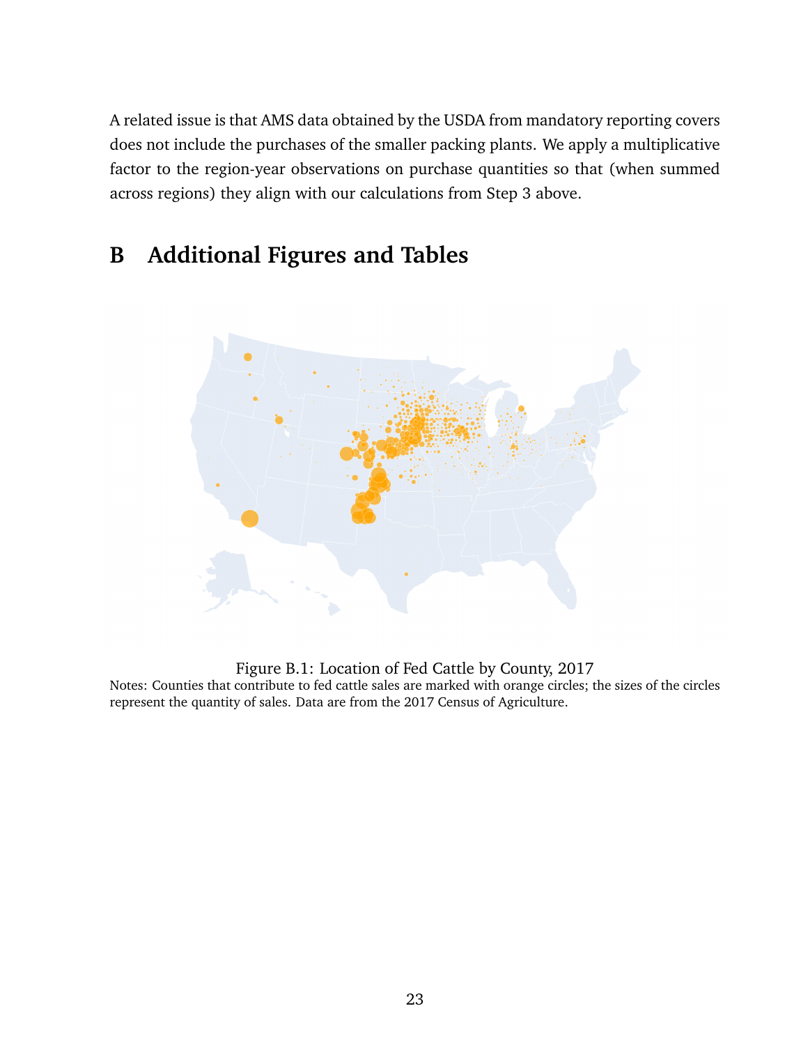A related issue is that AMS data obtained by the USDA from mandatory reporting covers does not include the purchases of the smaller packing plants. We apply a multiplicative factor to the region-year observations on purchase quantities so that (when summed across regions) they align with our calculations from Step 3 above.

# B Additional Figures and Tables

Figure B.1: Location of Fed Cattle by County, 2017

Notes: Counties that contribute to fed cattle sales are marked with orange circles; the sizes of the circles represent the quantity of sales. Data are from the 2017 Census of Agriculture.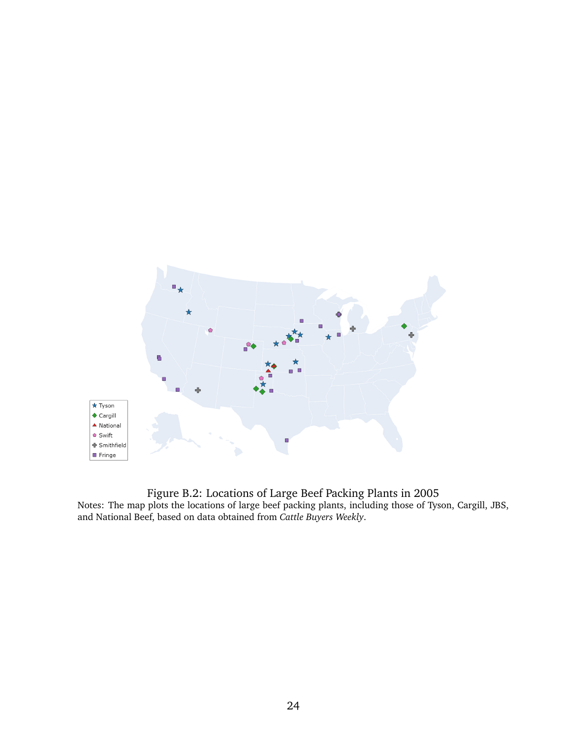Tyson
Cargill
National
Swift
Smithfield
Fringe

Figure B.2: Locations of Large Beef Packing Plants in 2005

Notes: The map plots the locations of large beef packing plants, including those of Tyson, Cargill, JBS, and National Beef, based on data obtained from *Cattle Buyers Weekly*.